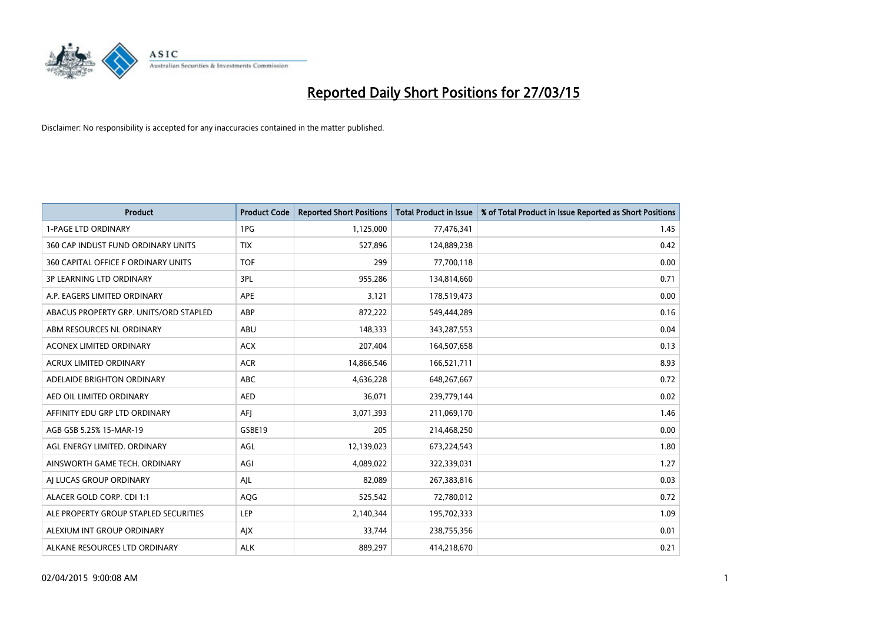# Reported Daily Short Positions for 27/03/15

Disclaimer: No responsibility is accepted for any inaccuracies contained in the matter published.

| Product | Product Code | Reported Short Positions | Total Product in Issue | % of Total Product in Issue Reported as Short Positions |
|---|---|---|---|---|
| 1-PAGE LTD ORDINARY | 1PG | 1,125,000 | 77,476,341 | 1.45 |
| 360 CAP INDUST FUND ORDINARY UNITS | TIX | 527,896 | 124,889,238 | 0.42 |
| 360 CAPITAL OFFICE F ORDINARY UNITS | TOF | 299 | 77,700,118 | 0.00 |
| 3P LEARNING LTD ORDINARY | 3PL | 955,286 | 134,814,660 | 0.71 |
| A.P. EAGERS LIMITED ORDINARY | APE | 3,121 | 178,519,473 | 0.00 |
| ABACUS PROPERTY GRP. UNITS/ORD STAPLED | ABP | 872,222 | 549,444,289 | 0.16 |
| ABM RESOURCES NL ORDINARY | ABU | 148,333 | 343,287,553 | 0.04 |
| ACONEX LIMITED ORDINARY | ACX | 207,404 | 164,507,658 | 0.13 |
| ACRUX LIMITED ORDINARY | ACR | 14,866,546 | 166,521,711 | 8.93 |
| ADELAIDE BRIGHTON ORDINARY | ABC | 4,636,228 | 648,267,667 | 0.72 |
| AED OIL LIMITED ORDINARY | AED | 36,071 | 239,779,144 | 0.02 |
| AFFINITY EDU GRP LTD ORDINARY | AFJ | 3,071,393 | 211,069,170 | 1.46 |
| AGB GSB 5.25% 15-MAR-19 | GSBE19 | 205 | 214,468,250 | 0.00 |
| AGL ENERGY LIMITED. ORDINARY | AGL | 12,139,023 | 673,224,543 | 1.80 |
| AINSWORTH GAME TECH. ORDINARY | AGI | 4,089,022 | 322,339,031 | 1.27 |
| AJ LUCAS GROUP ORDINARY | AJL | 82,089 | 267,383,816 | 0.03 |
| ALACER GOLD CORP. CDI 1:1 | AQG | 525,542 | 72,780,012 | 0.72 |
| ALE PROPERTY GROUP STAPLED SECURITIES | LEP | 2,140,344 | 195,702,333 | 1.09 |
| ALEXIUM INT GROUP ORDINARY | AJX | 33,744 | 238,755,356 | 0.01 |
| ALKANE RESOURCES LTD ORDINARY | ALK | 889,297 | 414,218,670 | 0.21 |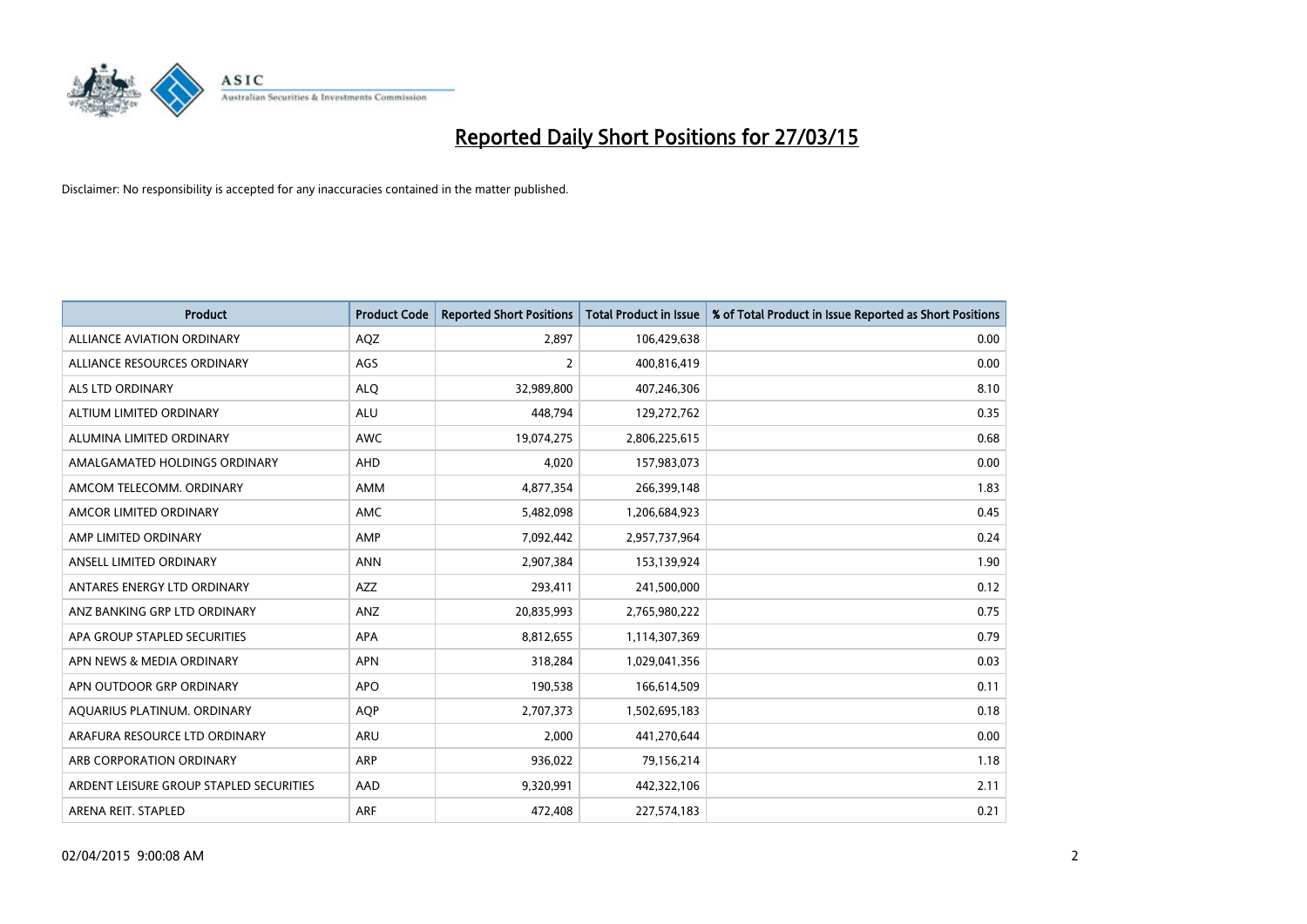# Reported Daily Short Positions for 27/03/15

Disclaimer: No responsibility is accepted for any inaccuracies contained in the matter published.

| Product | Product Code | Reported Short Positions | Total Product in Issue | % of Total Product in Issue Reported as Short Positions |
|---|---|---|---|---|
| ALLIANCE AVIATION ORDINARY | AQZ | 2,897 | 106,429,638 | 0.00 |
| ALLIANCE RESOURCES ORDINARY | AGS | 2 | 400,816,419 | 0.00 |
| ALS LTD ORDINARY | ALQ | 32,989,800 | 407,246,306 | 8.10 |
| ALTIUM LIMITED ORDINARY | ALU | 448,794 | 129,272,762 | 0.35 |
| ALUMINA LIMITED ORDINARY | AWC | 19,074,275 | 2,806,225,615 | 0.68 |
| AMALGAMATED HOLDINGS ORDINARY | AHD | 4,020 | 157,983,073 | 0.00 |
| AMCOM TELECOMM. ORDINARY | AMM | 4,877,354 | 266,399,148 | 1.83 |
| AMCOR LIMITED ORDINARY | AMC | 5,482,098 | 1,206,684,923 | 0.45 |
| AMP LIMITED ORDINARY | AMP | 7,092,442 | 2,957,737,964 | 0.24 |
| ANSELL LIMITED ORDINARY | ANN | 2,907,384 | 153,139,924 | 1.90 |
| ANTARES ENERGY LTD ORDINARY | AZZ | 293,411 | 241,500,000 | 0.12 |
| ANZ BANKING GRP LTD ORDINARY | ANZ | 20,835,993 | 2,765,980,222 | 0.75 |
| APA GROUP STAPLED SECURITIES | APA | 8,812,655 | 1,114,307,369 | 0.79 |
| APN NEWS & MEDIA ORDINARY | APN | 318,284 | 1,029,041,356 | 0.03 |
| APN OUTDOOR GRP ORDINARY | APO | 190,538 | 166,614,509 | 0.11 |
| AQUARIUS PLATINUM. ORDINARY | AQP | 2,707,373 | 1,502,695,183 | 0.18 |
| ARAFURA RESOURCE LTD ORDINARY | ARU | 2,000 | 441,270,644 | 0.00 |
| ARB CORPORATION ORDINARY | ARP | 936,022 | 79,156,214 | 1.18 |
| ARDENT LEISURE GROUP STAPLED SECURITIES | AAD | 9,320,991 | 442,322,106 | 2.11 |
| ARENA REIT. STAPLED | ARF | 472,408 | 227,574,183 | 0.21 |

02/04/2015 9:00:08 AM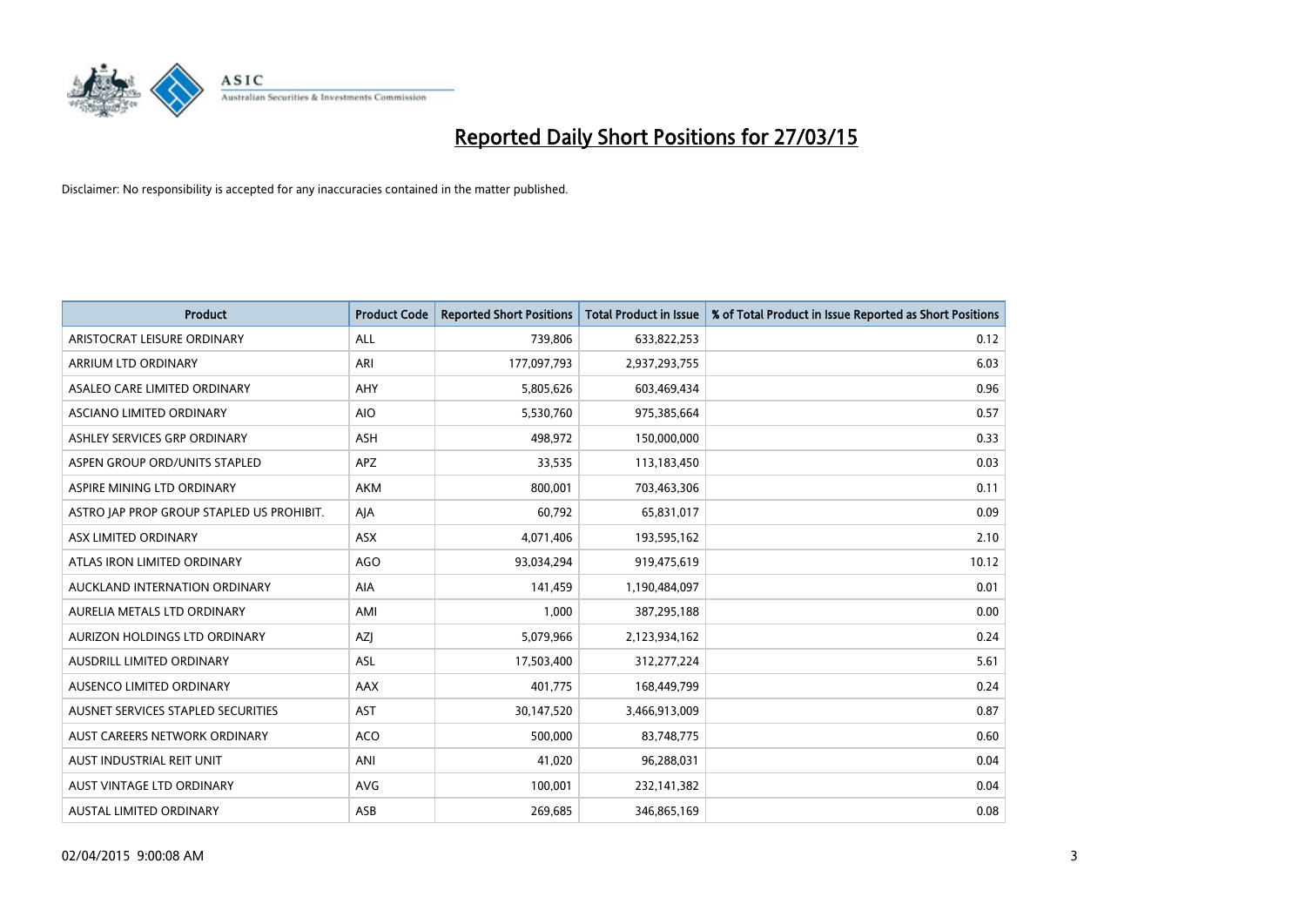# Reported Daily Short Positions for 27/03/15

Disclaimer: No responsibility is accepted for any inaccuracies contained in the matter published.

| Product | Product Code | Reported Short Positions | Total Product in Issue | % of Total Product in Issue Reported as Short Positions |
|---|---|---|---|---|
| ARISTOCRAT LEISURE ORDINARY | ALL | 739,806 | 633,822,253 | 0.12 |
| ARRIUM LTD ORDINARY | ARI | 177,097,793 | 2,937,293,755 | 6.03 |
| ASALEO CARE LIMITED ORDINARY | AHY | 5,805,626 | 603,469,434 | 0.96 |
| ASCIANO LIMITED ORDINARY | AIO | 5,530,760 | 975,385,664 | 0.57 |
| ASHLEY SERVICES GRP ORDINARY | ASH | 498,972 | 150,000,000 | 0.33 |
| ASPEN GROUP ORD/UNITS STAPLED | APZ | 33,535 | 113,183,450 | 0.03 |
| ASPIRE MINING LTD ORDINARY | AKM | 800,001 | 703,463,306 | 0.11 |
| ASTRO JAP PROP GROUP STAPLED US PROHIBIT. | AJA | 60,792 | 65,831,017 | 0.09 |
| ASX LIMITED ORDINARY | ASX | 4,071,406 | 193,595,162 | 2.10 |
| ATLAS IRON LIMITED ORDINARY | AGO | 93,034,294 | 919,475,619 | 10.12 |
| AUCKLAND INTERNATION ORDINARY | AIA | 141,459 | 1,190,484,097 | 0.01 |
| AURELIA METALS LTD ORDINARY | AMI | 1,000 | 387,295,188 | 0.00 |
| AURIZON HOLDINGS LTD ORDINARY | AZJ | 5,079,966 | 2,123,934,162 | 0.24 |
| AUSDRILL LIMITED ORDINARY | ASL | 17,503,400 | 312,277,224 | 5.61 |
| AUSENCO LIMITED ORDINARY | AAX | 401,775 | 168,449,799 | 0.24 |
| AUSNET SERVICES STAPLED SECURITIES | AST | 30,147,520 | 3,466,913,009 | 0.87 |
| AUST CAREERS NETWORK ORDINARY | ACO | 500,000 | 83,748,775 | 0.60 |
| AUST INDUSTRIAL REIT UNIT | ANI | 41,020 | 96,288,031 | 0.04 |
| AUST VINTAGE LTD ORDINARY | AVG | 100,001 | 232,141,382 | 0.04 |
| AUSTAL LIMITED ORDINARY | ASB | 269,685 | 346,865,169 | 0.08 |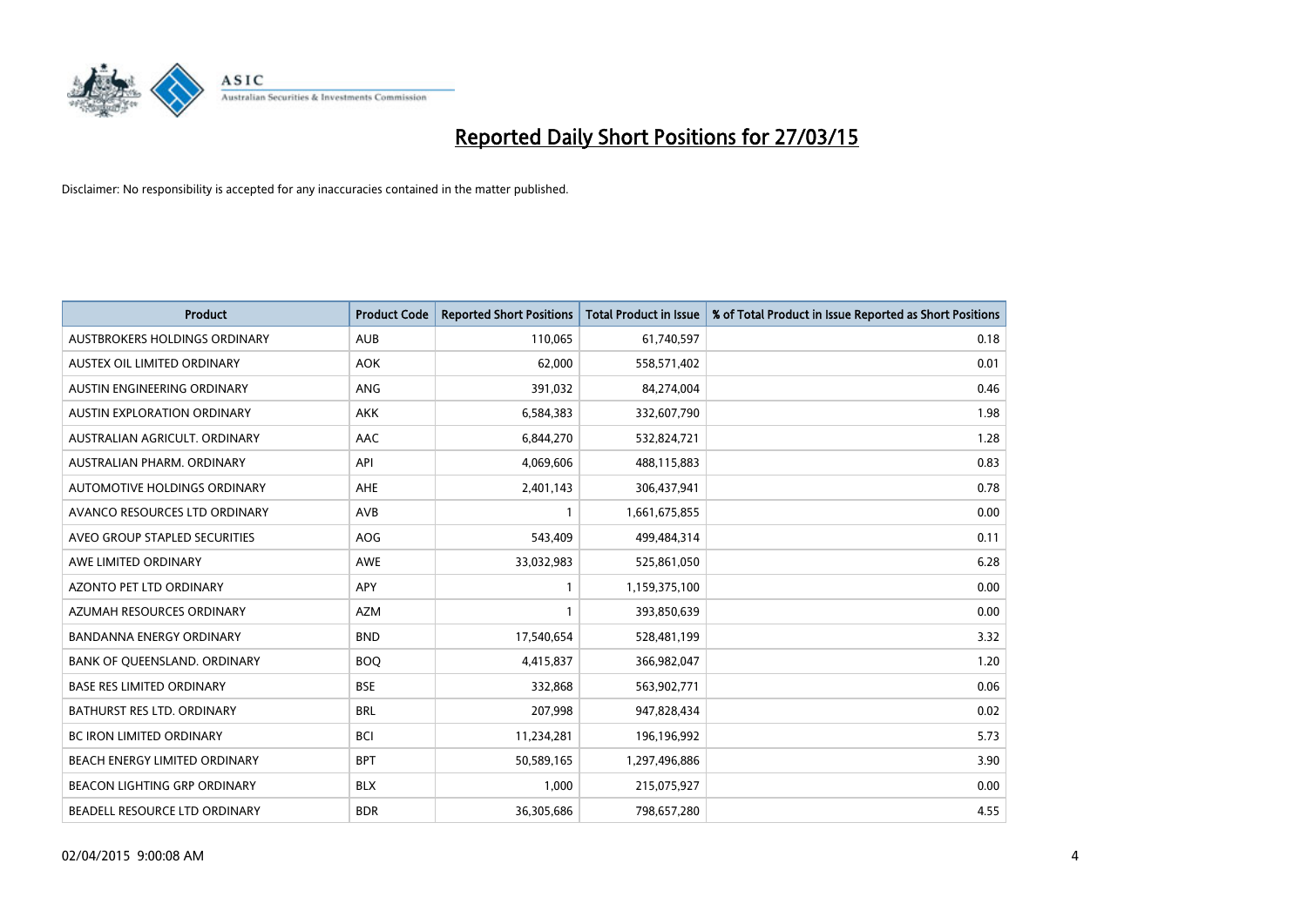# Reported Daily Short Positions for 27/03/15

Disclaimer: No responsibility is accepted for any inaccuracies contained in the matter published.

| Product | Product Code | Reported Short Positions | Total Product in Issue | % of Total Product in Issue Reported as Short Positions |
|---|---|---|---|---|
| AUSTBROKERS HOLDINGS ORDINARY | AUB | 110,065 | 61,740,597 | 0.18 |
| AUSTEX OIL LIMITED ORDINARY | AOK | 62,000 | 558,571,402 | 0.01 |
| AUSTIN ENGINEERING ORDINARY | ANG | 391,032 | 84,274,004 | 0.46 |
| AUSTIN EXPLORATION ORDINARY | AKK | 6,584,383 | 332,607,790 | 1.98 |
| AUSTRALIAN AGRICULT. ORDINARY | AAC | 6,844,270 | 532,824,721 | 1.28 |
| AUSTRALIAN PHARM. ORDINARY | API | 4,069,606 | 488,115,883 | 0.83 |
| AUTOMOTIVE HOLDINGS ORDINARY | AHE | 2,401,143 | 306,437,941 | 0.78 |
| AVANCO RESOURCES LTD ORDINARY | AVB | 1 | 1,661,675,855 | 0.00 |
| AVEO GROUP STAPLED SECURITIES | AOG | 543,409 | 499,484,314 | 0.11 |
| AWE LIMITED ORDINARY | AWE | 33,032,983 | 525,861,050 | 6.28 |
| AZONTO PET LTD ORDINARY | APY | 1 | 1,159,375,100 | 0.00 |
| AZUMAH RESOURCES ORDINARY | AZM | 1 | 393,850,639 | 0.00 |
| BANDANNA ENERGY ORDINARY | BND | 17,540,654 | 528,481,199 | 3.32 |
| BANK OF QUEENSLAND. ORDINARY | BOQ | 4,415,837 | 366,982,047 | 1.20 |
| BASE RES LIMITED ORDINARY | BSE | 332,868 | 563,902,771 | 0.06 |
| BATHURST RES LTD. ORDINARY | BRL | 207,998 | 947,828,434 | 0.02 |
| BC IRON LIMITED ORDINARY | BCI | 11,234,281 | 196,196,992 | 5.73 |
| BEACH ENERGY LIMITED ORDINARY | BPT | 50,589,165 | 1,297,496,886 | 3.90 |
| BEACON LIGHTING GRP ORDINARY | BLX | 1,000 | 215,075,927 | 0.00 |
| BEADELL RESOURCE LTD ORDINARY | BDR | 36,305,686 | 798,657,280 | 4.55 |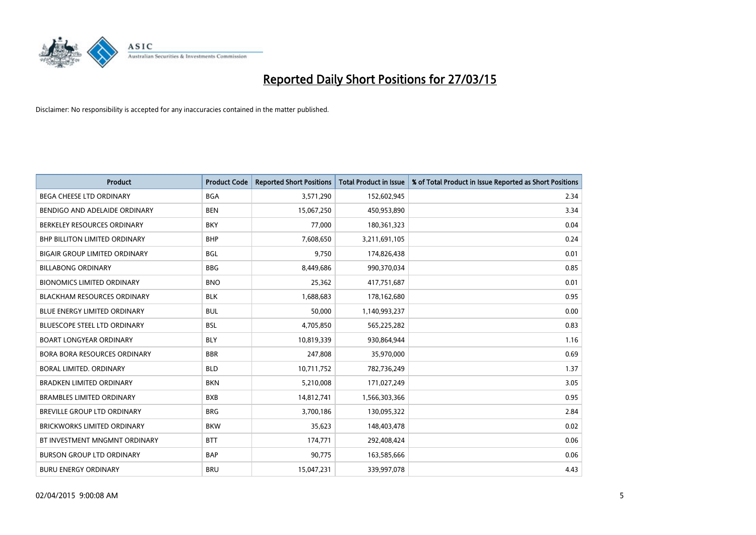# Reported Daily Short Positions for 27/03/15

Disclaimer: No responsibility is accepted for any inaccuracies contained in the matter published.

| Product | Product Code | Reported Short Positions | Total Product in Issue | % of Total Product in Issue Reported as Short Positions |
|---|---|---|---|---|
| BEGA CHEESE LTD ORDINARY | BGA | 3,571,290 | 152,602,945 | 2.34 |
| BENDIGO AND ADELAIDE ORDINARY | BEN | 15,067,250 | 450,953,890 | 3.34 |
| BERKELEY RESOURCES ORDINARY | BKY | 77,000 | 180,361,323 | 0.04 |
| BHP BILLITON LIMITED ORDINARY | BHP | 7,608,650 | 3,211,691,105 | 0.24 |
| BIGAIR GROUP LIMITED ORDINARY | BGL | 9,750 | 174,826,438 | 0.01 |
| BILLABONG ORDINARY | BBG | 8,449,686 | 990,370,034 | 0.85 |
| BIONOMICS LIMITED ORDINARY | BNO | 25,362 | 417,751,687 | 0.01 |
| BLACKHAM RESOURCES ORDINARY | BLK | 1,688,683 | 178,162,680 | 0.95 |
| BLUE ENERGY LIMITED ORDINARY | BUL | 50,000 | 1,140,993,237 | 0.00 |
| BLUESCOPE STEEL LTD ORDINARY | BSL | 4,705,850 | 565,225,282 | 0.83 |
| BOART LONGYEAR ORDINARY | BLY | 10,819,339 | 930,864,944 | 1.16 |
| BORA BORA RESOURCES ORDINARY | BBR | 247,808 | 35,970,000 | 0.69 |
| BORAL LIMITED. ORDINARY | BLD | 10,711,752 | 782,736,249 | 1.37 |
| BRADKEN LIMITED ORDINARY | BKN | 5,210,008 | 171,027,249 | 3.05 |
| BRAMBLES LIMITED ORDINARY | BXB | 14,812,741 | 1,566,303,366 | 0.95 |
| BREVILLE GROUP LTD ORDINARY | BRG | 3,700,186 | 130,095,322 | 2.84 |
| BRICKWORKS LIMITED ORDINARY | BKW | 35,623 | 148,403,478 | 0.02 |
| BT INVESTMENT MNGMNT ORDINARY | BTT | 174,771 | 292,408,424 | 0.06 |
| BURSON GROUP LTD ORDINARY | BAP | 90,775 | 163,585,666 | 0.06 |
| BURU ENERGY ORDINARY | BRU | 15,047,231 | 339,997,078 | 4.43 |

02/04/2015 9:00:08 AM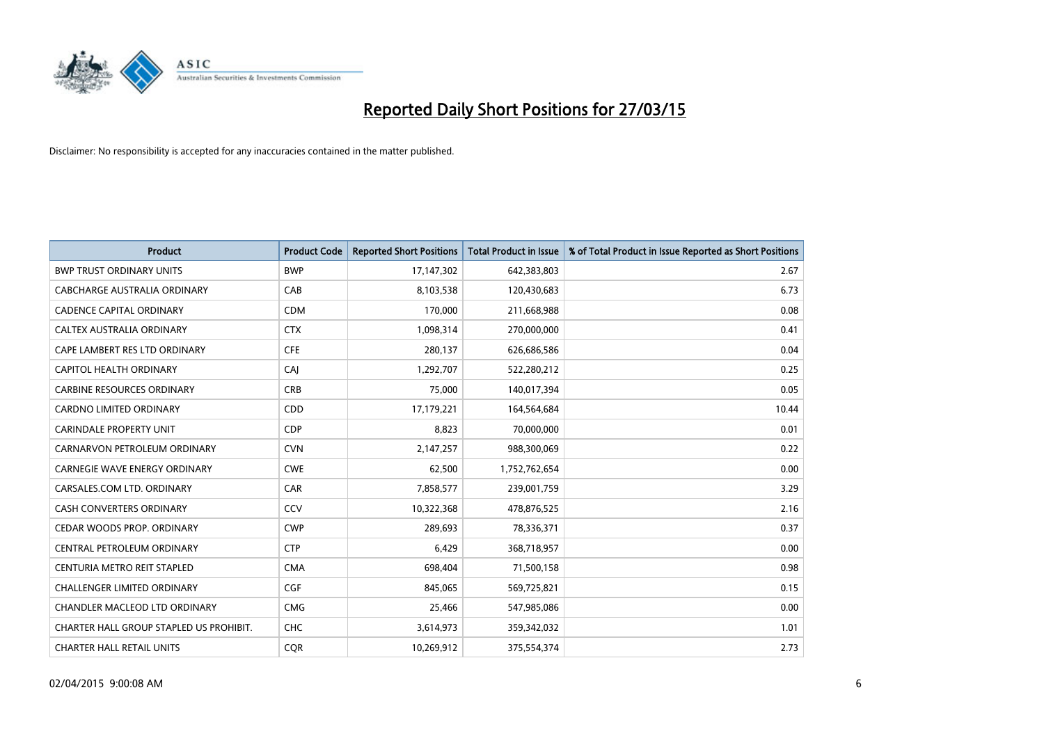# Reported Daily Short Positions for 27/03/15

Disclaimer: No responsibility is accepted for any inaccuracies contained in the matter published.

| Product | Product Code | Reported Short Positions | Total Product in Issue | % of Total Product in Issue Reported as Short Positions |
|---|---|---|---|---|
| BWP TRUST ORDINARY UNITS | BWP | 17,147,302 | 642,383,803 | 2.67 |
| CABCHARGE AUSTRALIA ORDINARY | CAB | 8,103,538 | 120,430,683 | 6.73 |
| CADENCE CAPITAL ORDINARY | CDM | 170,000 | 211,668,988 | 0.08 |
| CALTEX AUSTRALIA ORDINARY | CTX | 1,098,314 | 270,000,000 | 0.41 |
| CAPE LAMBERT RES LTD ORDINARY | CFE | 280,137 | 626,686,586 | 0.04 |
| CAPITOL HEALTH ORDINARY | CAJ | 1,292,707 | 522,280,212 | 0.25 |
| CARBINE RESOURCES ORDINARY | CRB | 75,000 | 140,017,394 | 0.05 |
| CARDNO LIMITED ORDINARY | CDD | 17,179,221 | 164,564,684 | 10.44 |
| CARINDALE PROPERTY UNIT | CDP | 8,823 | 70,000,000 | 0.01 |
| CARNARVON PETROLEUM ORDINARY | CVN | 2,147,257 | 988,300,069 | 0.22 |
| CARNEGIE WAVE ENERGY ORDINARY | CWE | 62,500 | 1,752,762,654 | 0.00 |
| CARSALES.COM LTD. ORDINARY | CAR | 7,858,577 | 239,001,759 | 3.29 |
| CASH CONVERTERS ORDINARY | CCV | 10,322,368 | 478,876,525 | 2.16 |
| CEDAR WOODS PROP. ORDINARY | CWP | 289,693 | 78,336,371 | 0.37 |
| CENTRAL PETROLEUM ORDINARY | CTP | 6,429 | 368,718,957 | 0.00 |
| CENTURIA METRO REIT STAPLED | CMA | 698,404 | 71,500,158 | 0.98 |
| CHALLENGER LIMITED ORDINARY | CGF | 845,065 | 569,725,821 | 0.15 |
| CHANDLER MACLEOD LTD ORDINARY | CMG | 25,466 | 547,985,086 | 0.00 |
| CHARTER HALL GROUP STAPLED US PROHIBIT. | CHC | 3,614,973 | 359,342,032 | 1.01 |
| CHARTER HALL RETAIL UNITS | CQR | 10,269,912 | 375,554,374 | 2.73 |

02/04/2015 9:00:08 AM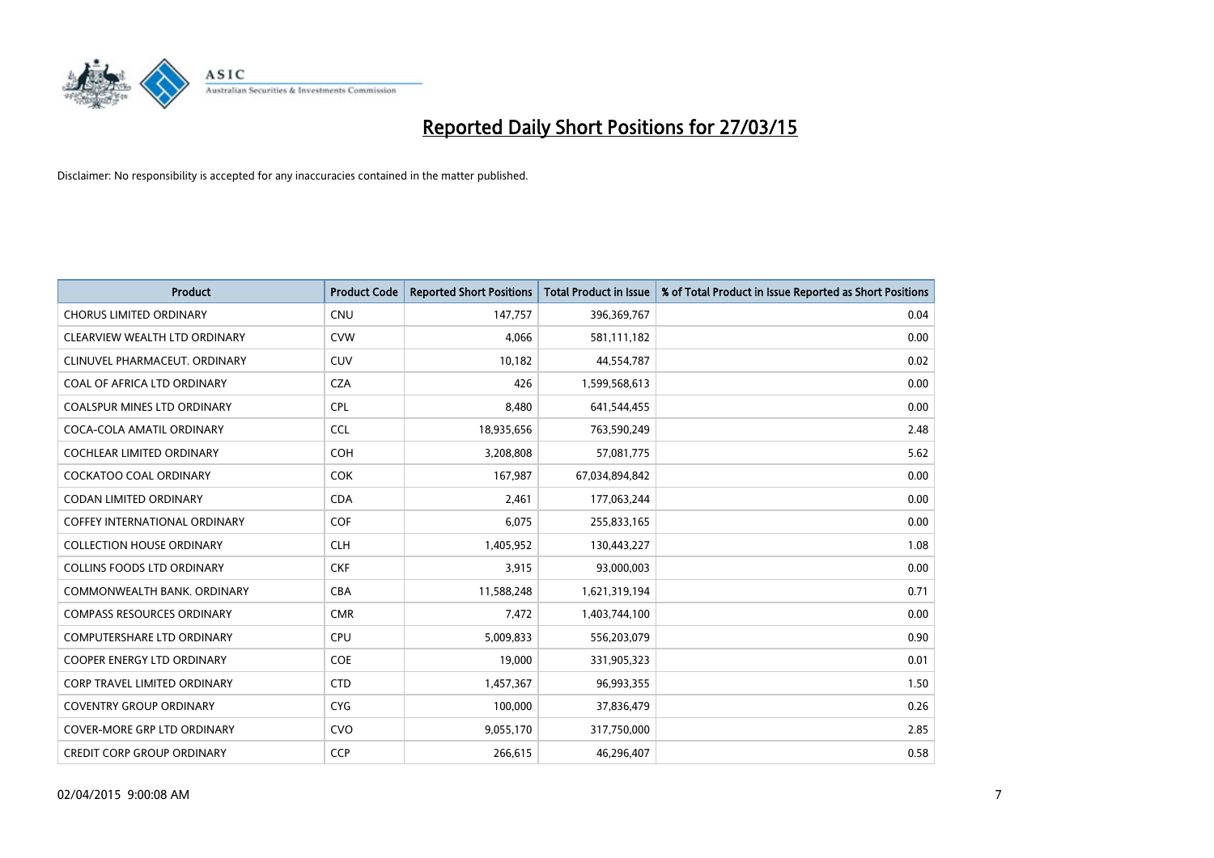# Reported Daily Short Positions for 27/03/15

Disclaimer: No responsibility is accepted for any inaccuracies contained in the matter published.

| Product | Product Code | Reported Short Positions | Total Product in Issue | % of Total Product in Issue Reported as Short Positions |
| --- | --- | --- | --- | --- |
| CHORUS LIMITED ORDINARY | CNU | 147,757 | 396,369,767 | 0.04 |
| CLEARVIEW WEALTH LTD ORDINARY | CVW | 4,066 | 581,111,182 | 0.00 |
| CLINUVEL PHARMACEUT. ORDINARY | CUV | 10,182 | 44,554,787 | 0.02 |
| COAL OF AFRICA LTD ORDINARY | CZA | 426 | 1,599,568,613 | 0.00 |
| COALSPUR MINES LTD ORDINARY | CPL | 8,480 | 641,544,455 | 0.00 |
| COCA-COLA AMATIL ORDINARY | CCL | 18,935,656 | 763,590,249 | 2.48 |
| COCHLEAR LIMITED ORDINARY | COH | 3,208,808 | 57,081,775 | 5.62 |
| COCKATOO COAL ORDINARY | COK | 167,987 | 67,034,894,842 | 0.00 |
| CODAN LIMITED ORDINARY | CDA | 2,461 | 177,063,244 | 0.00 |
| COFFEY INTERNATIONAL ORDINARY | COF | 6,075 | 255,833,165 | 0.00 |
| COLLECTION HOUSE ORDINARY | CLH | 1,405,952 | 130,443,227 | 1.08 |
| COLLINS FOODS LTD ORDINARY | CKF | 3,915 | 93,000,003 | 0.00 |
| COMMONWEALTH BANK. ORDINARY | CBA | 11,588,248 | 1,621,319,194 | 0.71 |
| COMPASS RESOURCES ORDINARY | CMR | 7,472 | 1,403,744,100 | 0.00 |
| COMPUTERSHARE LTD ORDINARY | CPU | 5,009,833 | 556,203,079 | 0.90 |
| COOPER ENERGY LTD ORDINARY | COE | 19,000 | 331,905,323 | 0.01 |
| CORP TRAVEL LIMITED ORDINARY | CTD | 1,457,367 | 96,993,355 | 1.50 |
| COVENTRY GROUP ORDINARY | CYG | 100,000 | 37,836,479 | 0.26 |
| COVER-MORE GRP LTD ORDINARY | CVO | 9,055,170 | 317,750,000 | 2.85 |
| CREDIT CORP GROUP ORDINARY | CCP | 266,615 | 46,296,407 | 0.58 |

02/04/2015 9:00:08 AM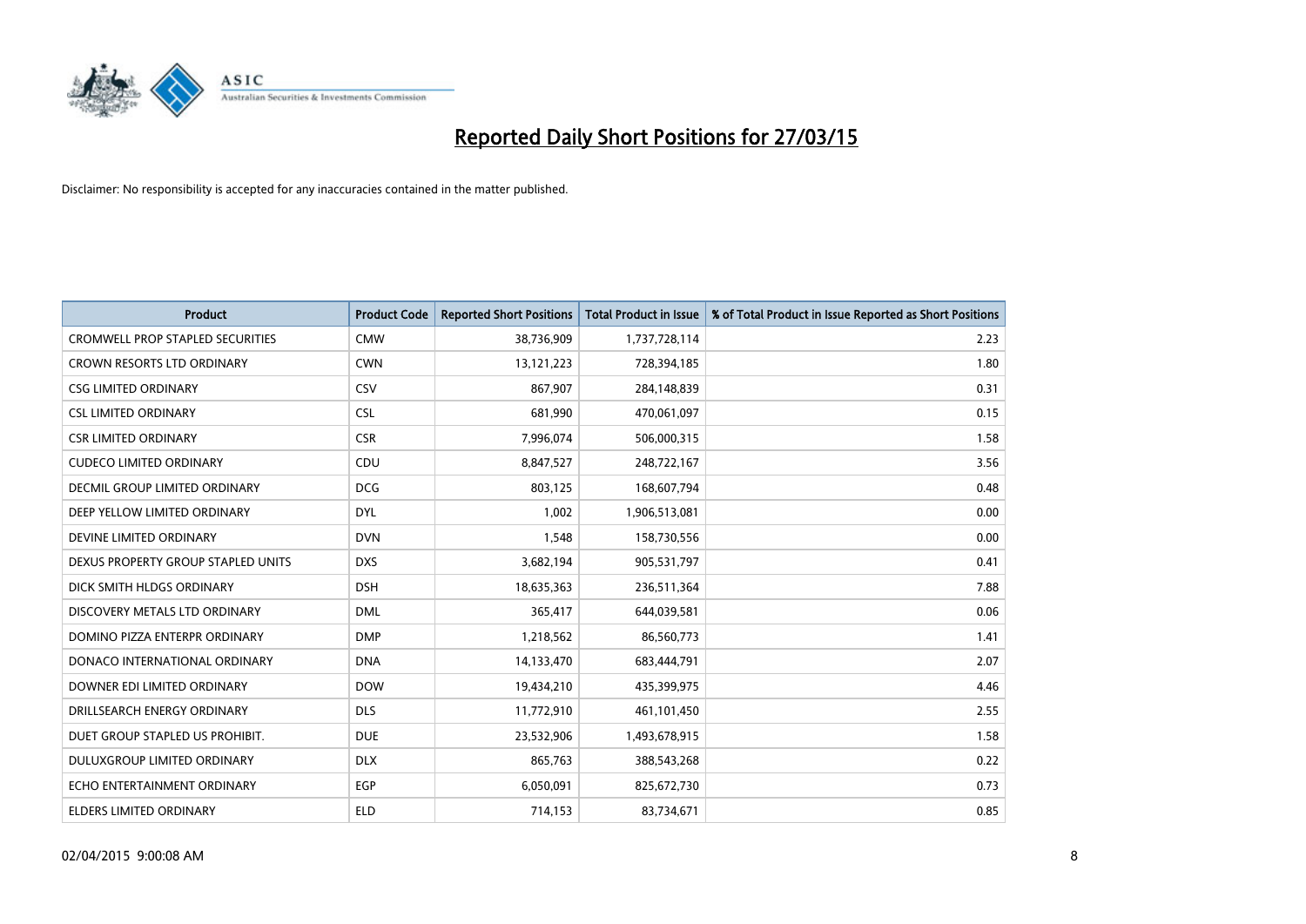# Reported Daily Short Positions for 27/03/15

Disclaimer: No responsibility is accepted for any inaccuracies contained in the matter published.

| Product | Product Code | Reported Short Positions | Total Product in Issue | % of Total Product in Issue Reported as Short Positions |
|---|---|---|---|---|
| CROMWELL PROP STAPLED SECURITIES | CMW | 38,736,909 | 1,737,728,114 | 2.23 |
| CROWN RESORTS LTD ORDINARY | CWN | 13,121,223 | 728,394,185 | 1.80 |
| CSG LIMITED ORDINARY | CSV | 867,907 | 284,148,839 | 0.31 |
| CSL LIMITED ORDINARY | CSL | 681,990 | 470,061,097 | 0.15 |
| CSR LIMITED ORDINARY | CSR | 7,996,074 | 506,000,315 | 1.58 |
| CUDECO LIMITED ORDINARY | CDU | 8,847,527 | 248,722,167 | 3.56 |
| DECMIL GROUP LIMITED ORDINARY | DCG | 803,125 | 168,607,794 | 0.48 |
| DEEP YELLOW LIMITED ORDINARY | DYL | 1,002 | 1,906,513,081 | 0.00 |
| DEVINE LIMITED ORDINARY | DVN | 1,548 | 158,730,556 | 0.00 |
| DEXUS PROPERTY GROUP STAPLED UNITS | DXS | 3,682,194 | 905,531,797 | 0.41 |
| DICK SMITH HLDGS ORDINARY | DSH | 18,635,363 | 236,511,364 | 7.88 |
| DISCOVERY METALS LTD ORDINARY | DML | 365,417 | 644,039,581 | 0.06 |
| DOMINO PIZZA ENTERPR ORDINARY | DMP | 1,218,562 | 86,560,773 | 1.41 |
| DONACO INTERNATIONAL ORDINARY | DNA | 14,133,470 | 683,444,791 | 2.07 |
| DOWNER EDI LIMITED ORDINARY | DOW | 19,434,210 | 435,399,975 | 4.46 |
| DRILLSEARCH ENERGY ORDINARY | DLS | 11,772,910 | 461,101,450 | 2.55 |
| DUET GROUP STAPLED US PROHIBIT. | DUE | 23,532,906 | 1,493,678,915 | 1.58 |
| DULUXGROUP LIMITED ORDINARY | DLX | 865,763 | 388,543,268 | 0.22 |
| ECHO ENTERTAINMENT ORDINARY | EGP | 6,050,091 | 825,672,730 | 0.73 |
| ELDERS LIMITED ORDINARY | ELD | 714,153 | 83,734,671 | 0.85 |

02/04/2015 9:00:08 AM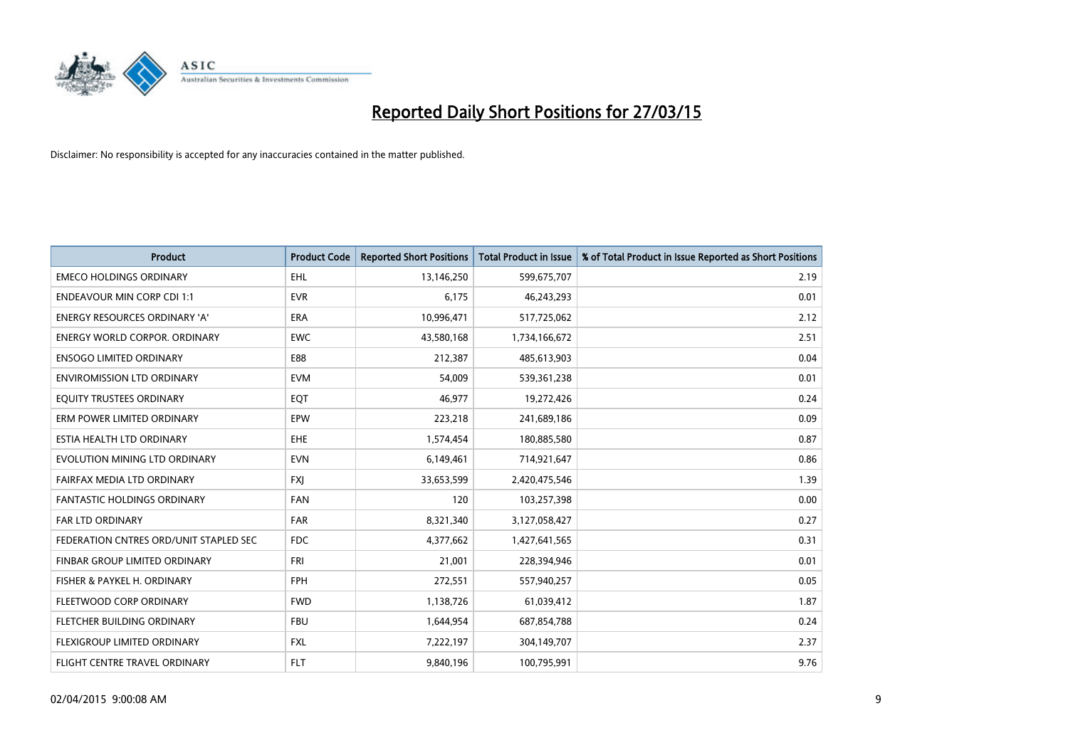# Reported Daily Short Positions for 27/03/15

Disclaimer: No responsibility is accepted for any inaccuracies contained in the matter published.

| Product | Product Code | Reported Short Positions | Total Product in Issue | % of Total Product in Issue Reported as Short Positions |
|---|---|---|---|---|
| EMECO HOLDINGS ORDINARY | EHL | 13,146,250 | 599,675,707 | 2.19 |
| ENDEAVOUR MIN CORP CDI 1:1 | EVR | 6,175 | 46,243,293 | 0.01 |
| ENERGY RESOURCES ORDINARY 'A' | ERA | 10,996,471 | 517,725,062 | 2.12 |
| ENERGY WORLD CORPOR. ORDINARY | EWC | 43,580,168 | 1,734,166,672 | 2.51 |
| ENSOGO LIMITED ORDINARY | E88 | 212,387 | 485,613,903 | 0.04 |
| ENVIROMISSION LTD ORDINARY | EVM | 54,009 | 539,361,238 | 0.01 |
| EQUITY TRUSTEES ORDINARY | EQT | 46,977 | 19,272,426 | 0.24 |
| ERM POWER LIMITED ORDINARY | EPW | 223,218 | 241,689,186 | 0.09 |
| ESTIA HEALTH LTD ORDINARY | EHE | 1,574,454 | 180,885,580 | 0.87 |
| EVOLUTION MINING LTD ORDINARY | EVN | 6,149,461 | 714,921,647 | 0.86 |
| FAIRFAX MEDIA LTD ORDINARY | FXJ | 33,653,599 | 2,420,475,546 | 1.39 |
| FANTASTIC HOLDINGS ORDINARY | FAN | 120 | 103,257,398 | 0.00 |
| FAR LTD ORDINARY | FAR | 8,321,340 | 3,127,058,427 | 0.27 |
| FEDERATION CNTRES ORD/UNIT STAPLED SEC | FDC | 4,377,662 | 1,427,641,565 | 0.31 |
| FINBAR GROUP LIMITED ORDINARY | FRI | 21,001 | 228,394,946 | 0.01 |
| FISHER & PAYKEL H. ORDINARY | FPH | 272,551 | 557,940,257 | 0.05 |
| FLEETWOOD CORP ORDINARY | FWD | 1,138,726 | 61,039,412 | 1.87 |
| FLETCHER BUILDING ORDINARY | FBU | 1,644,954 | 687,854,788 | 0.24 |
| FLEXIGROUP LIMITED ORDINARY | FXL | 7,222,197 | 304,149,707 | 2.37 |
| FLIGHT CENTRE TRAVEL ORDINARY | FLT | 9,840,196 | 100,795,991 | 9.76 |

02/04/2015 9:00:08 AM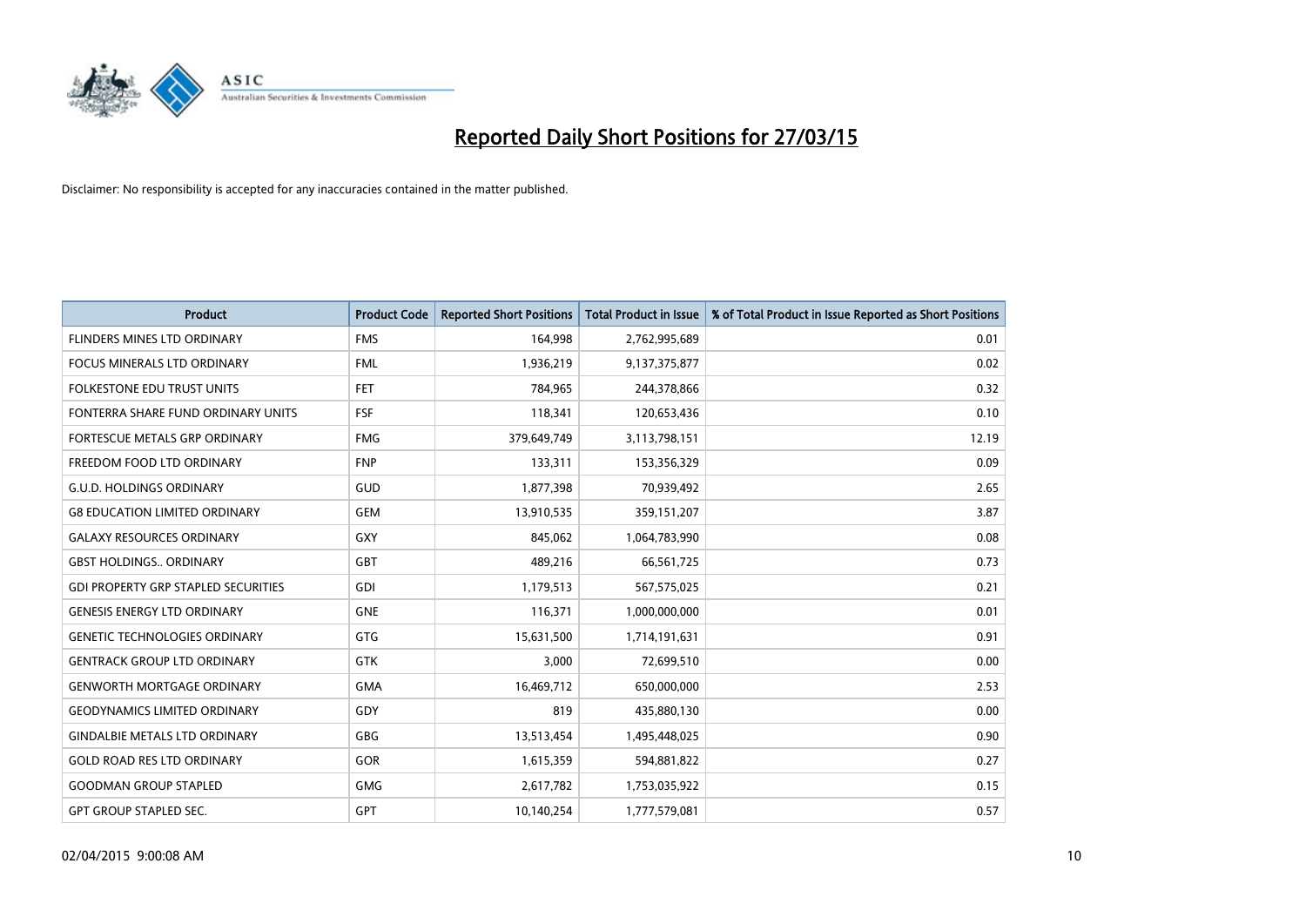# Reported Daily Short Positions for 27/03/15

Disclaimer: No responsibility is accepted for any inaccuracies contained in the matter published.

| Product | Product Code | Reported Short Positions | Total Product in Issue | % of Total Product in Issue Reported as Short Positions |
|---|---|---|---|---|
| FLINDERS MINES LTD ORDINARY | FMS | 164,998 | 2,762,995,689 | 0.01 |
| FOCUS MINERALS LTD ORDINARY | FML | 1,936,219 | 9,137,375,877 | 0.02 |
| FOLKESTONE EDU TRUST UNITS | FET | 784,965 | 244,378,866 | 0.32 |
| FONTERRA SHARE FUND ORDINARY UNITS | FSF | 118,341 | 120,653,436 | 0.10 |
| FORTESCUE METALS GRP ORDINARY | FMG | 379,649,749 | 3,113,798,151 | 12.19 |
| FREEDOM FOOD LTD ORDINARY | FNP | 133,311 | 153,356,329 | 0.09 |
| G.U.D. HOLDINGS ORDINARY | GUD | 1,877,398 | 70,939,492 | 2.65 |
| G8 EDUCATION LIMITED ORDINARY | GEM | 13,910,535 | 359,151,207 | 3.87 |
| GALAXY RESOURCES ORDINARY | GXY | 845,062 | 1,064,783,990 | 0.08 |
| GBST HOLDINGS.. ORDINARY | GBT | 489,216 | 66,561,725 | 0.73 |
| GDI PROPERTY GRP STAPLED SECURITIES | GDI | 1,179,513 | 567,575,025 | 0.21 |
| GENESIS ENERGY LTD ORDINARY | GNE | 116,371 | 1,000,000,000 | 0.01 |
| GENETIC TECHNOLOGIES ORDINARY | GTG | 15,631,500 | 1,714,191,631 | 0.91 |
| GENTRACK GROUP LTD ORDINARY | GTK | 3,000 | 72,699,510 | 0.00 |
| GENWORTH MORTGAGE ORDINARY | GMA | 16,469,712 | 650,000,000 | 2.53 |
| GEODYNAMICS LIMITED ORDINARY | GDY | 819 | 435,880,130 | 0.00 |
| GINDALBIE METALS LTD ORDINARY | GBG | 13,513,454 | 1,495,448,025 | 0.90 |
| GOLD ROAD RES LTD ORDINARY | GOR | 1,615,359 | 594,881,822 | 0.27 |
| GOODMAN GROUP STAPLED | GMG | 2,617,782 | 1,753,035,922 | 0.15 |
| GPT GROUP STAPLED SEC. | GPT | 10,140,254 | 1,777,579,081 | 0.57 |

02/04/2015 9:00:08 AM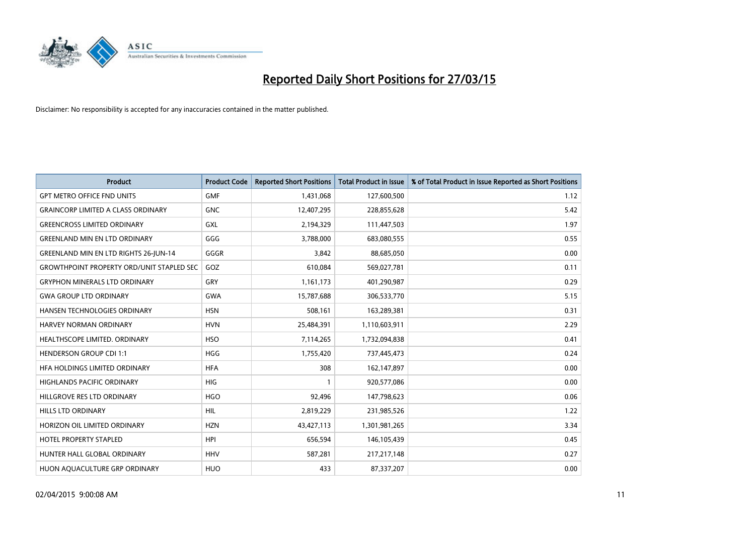# Reported Daily Short Positions for 27/03/15

Disclaimer: No responsibility is accepted for any inaccuracies contained in the matter published.

| Product | Product Code | Reported Short Positions | Total Product in Issue | % of Total Product in Issue Reported as Short Positions |
|---|---|---|---|---|
| GPT METRO OFFICE FND UNITS | GMF | 1,431,068 | 127,600,500 | 1.12 |
| GRAINCORP LIMITED A CLASS ORDINARY | GNC | 12,407,295 | 228,855,628 | 5.42 |
| GREENCROSS LIMITED ORDINARY | GXL | 2,194,329 | 111,447,503 | 1.97 |
| GREENLAND MIN EN LTD ORDINARY | GGG | 3,788,000 | 683,080,555 | 0.55 |
| GREENLAND MIN EN LTD RIGHTS 26-JUN-14 | GGGR | 3,842 | 88,685,050 | 0.00 |
| GROWTHPOINT PROPERTY ORD/UNIT STAPLED SEC | GOZ | 610,084 | 569,027,781 | 0.11 |
| GRYPHON MINERALS LTD ORDINARY | GRY | 1,161,173 | 401,290,987 | 0.29 |
| GWA GROUP LTD ORDINARY | GWA | 15,787,688 | 306,533,770 | 5.15 |
| HANSEN TECHNOLOGIES ORDINARY | HSN | 508,161 | 163,289,381 | 0.31 |
| HARVEY NORMAN ORDINARY | HVN | 25,484,391 | 1,110,603,911 | 2.29 |
| HEALTHSCOPE LIMITED. ORDINARY | HSO | 7,114,265 | 1,732,094,838 | 0.41 |
| HENDERSON GROUP CDI 1:1 | HGG | 1,755,420 | 737,445,473 | 0.24 |
| HFA HOLDINGS LIMITED ORDINARY | HFA | 308 | 162,147,897 | 0.00 |
| HIGHLANDS PACIFIC ORDINARY | HIG | 1 | 920,577,086 | 0.00 |
| HILLGROVE RES LTD ORDINARY | HGO | 92,496 | 147,798,623 | 0.06 |
| HILLS LTD ORDINARY | HIL | 2,819,229 | 231,985,526 | 1.22 |
| HORIZON OIL LIMITED ORDINARY | HZN | 43,427,113 | 1,301,981,265 | 3.34 |
| HOTEL PROPERTY STAPLED | HPI | 656,594 | 146,105,439 | 0.45 |
| HUNTER HALL GLOBAL ORDINARY | HHV | 587,281 | 217,217,148 | 0.27 |
| HUON AQUACULTURE GRP ORDINARY | HUO | 433 | 87,337,207 | 0.00 |

02/04/2015 9:00:08 AM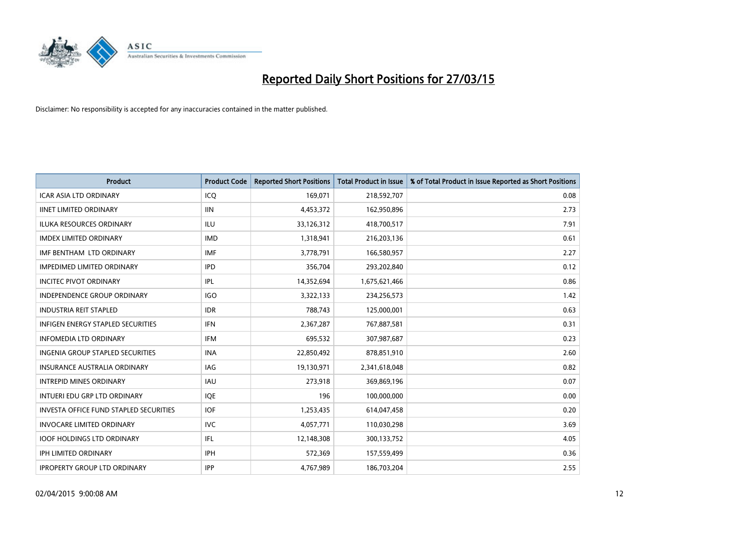# Reported Daily Short Positions for 27/03/15

Disclaimer: No responsibility is accepted for any inaccuracies contained in the matter published.

| Product | Product Code | Reported Short Positions | Total Product in Issue | % of Total Product in Issue Reported as Short Positions |
|---|---|---|---|---|
| ICAR ASIA LTD ORDINARY | ICQ | 169,071 | 218,592,707 | 0.08 |
| IINET LIMITED ORDINARY | IIN | 4,453,372 | 162,950,896 | 2.73 |
| ILUKA RESOURCES ORDINARY | ILU | 33,126,312 | 418,700,517 | 7.91 |
| IMDEX LIMITED ORDINARY | IMD | 1,318,941 | 216,203,136 | 0.61 |
| IMF BENTHAM LTD ORDINARY | IMF | 3,778,791 | 166,580,957 | 2.27 |
| IMPEDIMED LIMITED ORDINARY | IPD | 356,704 | 293,202,840 | 0.12 |
| INCITEC PIVOT ORDINARY | IPL | 14,352,694 | 1,675,621,466 | 0.86 |
| INDEPENDENCE GROUP ORDINARY | IGO | 3,322,133 | 234,256,573 | 1.42 |
| INDUSTRIA REIT STAPLED | IDR | 788,743 | 125,000,001 | 0.63 |
| INFIGEN ENERGY STAPLED SECURITIES | IFN | 2,367,287 | 767,887,581 | 0.31 |
| INFOMEDIA LTD ORDINARY | IFM | 695,532 | 307,987,687 | 0.23 |
| INGENIA GROUP STAPLED SECURITIES | INA | 22,850,492 | 878,851,910 | 2.60 |
| INSURANCE AUSTRALIA ORDINARY | IAG | 19,130,971 | 2,341,618,048 | 0.82 |
| INTREPID MINES ORDINARY | IAU | 273,918 | 369,869,196 | 0.07 |
| INTUERI EDU GRP LTD ORDINARY | IQE | 196 | 100,000,000 | 0.00 |
| INVESTA OFFICE FUND STAPLED SECURITIES | IOF | 1,253,435 | 614,047,458 | 0.20 |
| INVOCARE LIMITED ORDINARY | IVC | 4,057,771 | 110,030,298 | 3.69 |
| IOOF HOLDINGS LTD ORDINARY | IFL | 12,148,308 | 300,133,752 | 4.05 |
| IPH LIMITED ORDINARY | IPH | 572,369 | 157,559,499 | 0.36 |
| IPROPERTY GROUP LTD ORDINARY | IPP | 4,767,989 | 186,703,204 | 2.55 |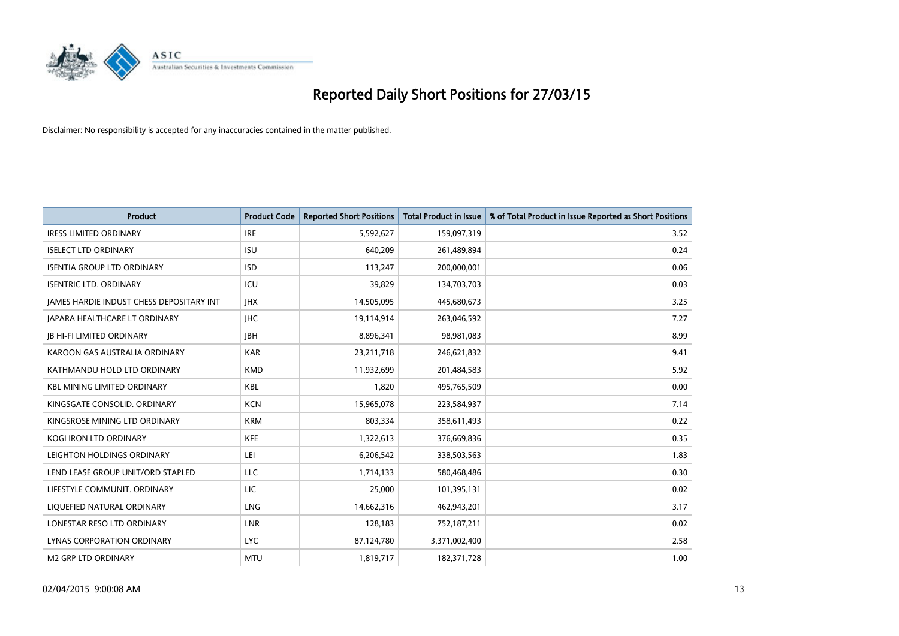# Reported Daily Short Positions for 27/03/15

Disclaimer: No responsibility is accepted for any inaccuracies contained in the matter published.

| Product | Product Code | Reported Short Positions | Total Product in Issue | % of Total Product in Issue Reported as Short Positions |
|---|---|---|---|---|
| IRESS LIMITED ORDINARY | IRE | 5,592,627 | 159,097,319 | 3.52 |
| ISELECT LTD ORDINARY | ISU | 640,209 | 261,489,894 | 0.24 |
| ISENTIA GROUP LTD ORDINARY | ISD | 113,247 | 200,000,001 | 0.06 |
| ISENTRIC LTD. ORDINARY | ICU | 39,829 | 134,703,703 | 0.03 |
| JAMES HARDIE INDUST CHESS DEPOSITARY INT | JHX | 14,505,095 | 445,680,673 | 3.25 |
| JAPARA HEALTHCARE LT ORDINARY | JHC | 19,114,914 | 263,046,592 | 7.27 |
| JB HI-FI LIMITED ORDINARY | JBH | 8,896,341 | 98,981,083 | 8.99 |
| KAROON GAS AUSTRALIA ORDINARY | KAR | 23,211,718 | 246,621,832 | 9.41 |
| KATHMANDU HOLD LTD ORDINARY | KMD | 11,932,699 | 201,484,583 | 5.92 |
| KBL MINING LIMITED ORDINARY | KBL | 1,820 | 495,765,509 | 0.00 |
| KINGSGATE CONSOLID. ORDINARY | KCN | 15,965,078 | 223,584,937 | 7.14 |
| KINGSROSE MINING LTD ORDINARY | KRM | 803,334 | 358,611,493 | 0.22 |
| KOGI IRON LTD ORDINARY | KFE | 1,322,613 | 376,669,836 | 0.35 |
| LEIGHTON HOLDINGS ORDINARY | LEI | 6,206,542 | 338,503,563 | 1.83 |
| LEND LEASE GROUP UNIT/ORD STAPLED | LLC | 1,714,133 | 580,468,486 | 0.30 |
| LIFESTYLE COMMUNIT. ORDINARY | LIC | 25,000 | 101,395,131 | 0.02 |
| LIQUEFIED NATURAL ORDINARY | LNG | 14,662,316 | 462,943,201 | 3.17 |
| LONESTAR RESO LTD ORDINARY | LNR | 128,183 | 752,187,211 | 0.02 |
| LYNAS CORPORATION ORDINARY | LYC | 87,124,780 | 3,371,002,400 | 2.58 |
| M2 GRP LTD ORDINARY | MTU | 1,819,717 | 182,371,728 | 1.00 |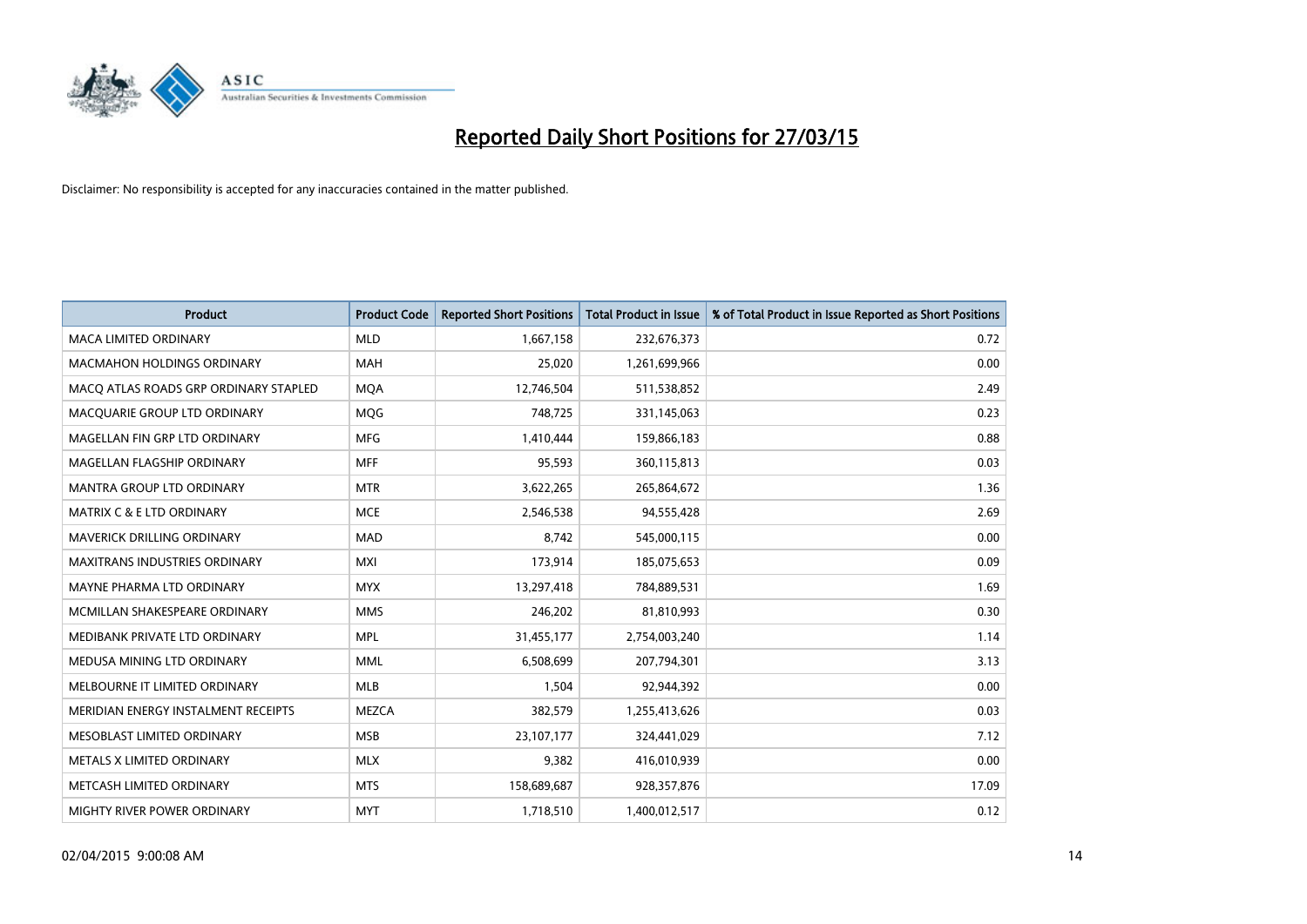# Reported Daily Short Positions for 27/03/15

Disclaimer: No responsibility is accepted for any inaccuracies contained in the matter published.

| Product | Product Code | Reported Short Positions | Total Product in Issue | % of Total Product in Issue Reported as Short Positions |
|---|---|---|---|---|
| MACA LIMITED ORDINARY | MLD | 1,667,158 | 232,676,373 | 0.72 |
| MACMAHON HOLDINGS ORDINARY | MAH | 25,020 | 1,261,699,966 | 0.00 |
| MACQ ATLAS ROADS GRP ORDINARY STAPLED | MQA | 12,746,504 | 511,538,852 | 2.49 |
| MACQUARIE GROUP LTD ORDINARY | MQG | 748,725 | 331,145,063 | 0.23 |
| MAGELLAN FIN GRP LTD ORDINARY | MFG | 1,410,444 | 159,866,183 | 0.88 |
| MAGELLAN FLAGSHIP ORDINARY | MFF | 95,593 | 360,115,813 | 0.03 |
| MANTRA GROUP LTD ORDINARY | MTR | 3,622,265 | 265,864,672 | 1.36 |
| MATRIX C & E LTD ORDINARY | MCE | 2,546,538 | 94,555,428 | 2.69 |
| MAVERICK DRILLING ORDINARY | MAD | 8,742 | 545,000,115 | 0.00 |
| MAXITRANS INDUSTRIES ORDINARY | MXI | 173,914 | 185,075,653 | 0.09 |
| MAYNE PHARMA LTD ORDINARY | MYX | 13,297,418 | 784,889,531 | 1.69 |
| MCMILLAN SHAKESPEARE ORDINARY | MMS | 246,202 | 81,810,993 | 0.30 |
| MEDIBANK PRIVATE LTD ORDINARY | MPL | 31,455,177 | 2,754,003,240 | 1.14 |
| MEDUSA MINING LTD ORDINARY | MML | 6,508,699 | 207,794,301 | 3.13 |
| MELBOURNE IT LIMITED ORDINARY | MLB | 1,504 | 92,944,392 | 0.00 |
| MERIDIAN ENERGY INSTALMENT RECEIPTS | MEZCA | 382,579 | 1,255,413,626 | 0.03 |
| MESOBLAST LIMITED ORDINARY | MSB | 23,107,177 | 324,441,029 | 7.12 |
| METALS X LIMITED ORDINARY | MLX | 9,382 | 416,010,939 | 0.00 |
| METCASH LIMITED ORDINARY | MTS | 158,689,687 | 928,357,876 | 17.09 |
| MIGHTY RIVER POWER ORDINARY | MYT | 1,718,510 | 1,400,012,517 | 0.12 |

02/04/2015 9:00:08 AM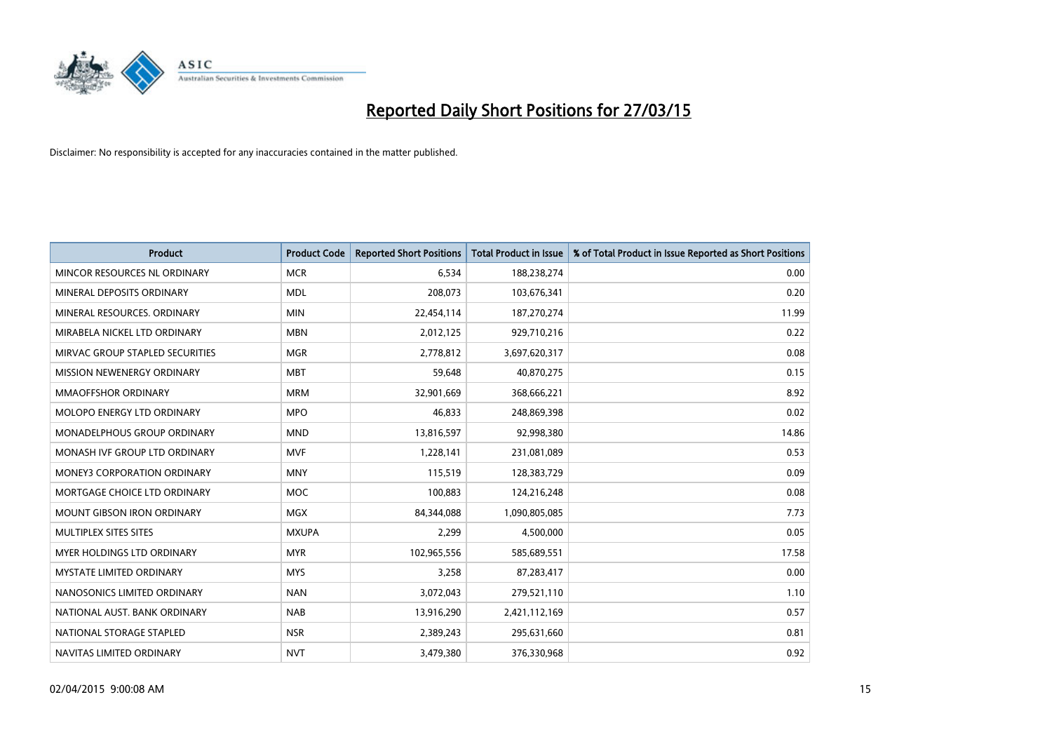# Reported Daily Short Positions for 27/03/15

Disclaimer: No responsibility is accepted for any inaccuracies contained in the matter published.

| Product | Product Code | Reported Short Positions | Total Product in Issue | % of Total Product in Issue Reported as Short Positions |
|---|---|---|---|---|
| MINCOR RESOURCES NL ORDINARY | MCR | 6,534 | 188,238,274 | 0.00 |
| MINERAL DEPOSITS ORDINARY | MDL | 208,073 | 103,676,341 | 0.20 |
| MINERAL RESOURCES. ORDINARY | MIN | 22,454,114 | 187,270,274 | 11.99 |
| MIRABELA NICKEL LTD ORDINARY | MBN | 2,012,125 | 929,710,216 | 0.22 |
| MIRVAC GROUP STAPLED SECURITIES | MGR | 2,778,812 | 3,697,620,317 | 0.08 |
| MISSION NEWENERGY ORDINARY | MBT | 59,648 | 40,870,275 | 0.15 |
| MMAOFFSHOR ORDINARY | MRM | 32,901,669 | 368,666,221 | 8.92 |
| MOLOPO ENERGY LTD ORDINARY | MPO | 46,833 | 248,869,398 | 0.02 |
| MONADELPHOUS GROUP ORDINARY | MND | 13,816,597 | 92,998,380 | 14.86 |
| MONASH IVF GROUP LTD ORDINARY | MVF | 1,228,141 | 231,081,089 | 0.53 |
| MONEY3 CORPORATION ORDINARY | MNY | 115,519 | 128,383,729 | 0.09 |
| MORTGAGE CHOICE LTD ORDINARY | MOC | 100,883 | 124,216,248 | 0.08 |
| MOUNT GIBSON IRON ORDINARY | MGX | 84,344,088 | 1,090,805,085 | 7.73 |
| MULTIPLEX SITES SITES | MXUPA | 2,299 | 4,500,000 | 0.05 |
| MYER HOLDINGS LTD ORDINARY | MYR | 102,965,556 | 585,689,551 | 17.58 |
| MYSTATE LIMITED ORDINARY | MYS | 3,258 | 87,283,417 | 0.00 |
| NANOSONICS LIMITED ORDINARY | NAN | 3,072,043 | 279,521,110 | 1.10 |
| NATIONAL AUST. BANK ORDINARY | NAB | 13,916,290 | 2,421,112,169 | 0.57 |
| NATIONAL STORAGE STAPLED | NSR | 2,389,243 | 295,631,660 | 0.81 |
| NAVITAS LIMITED ORDINARY | NVT | 3,479,380 | 376,330,968 | 0.92 |

02/04/2015 9:00:08 AM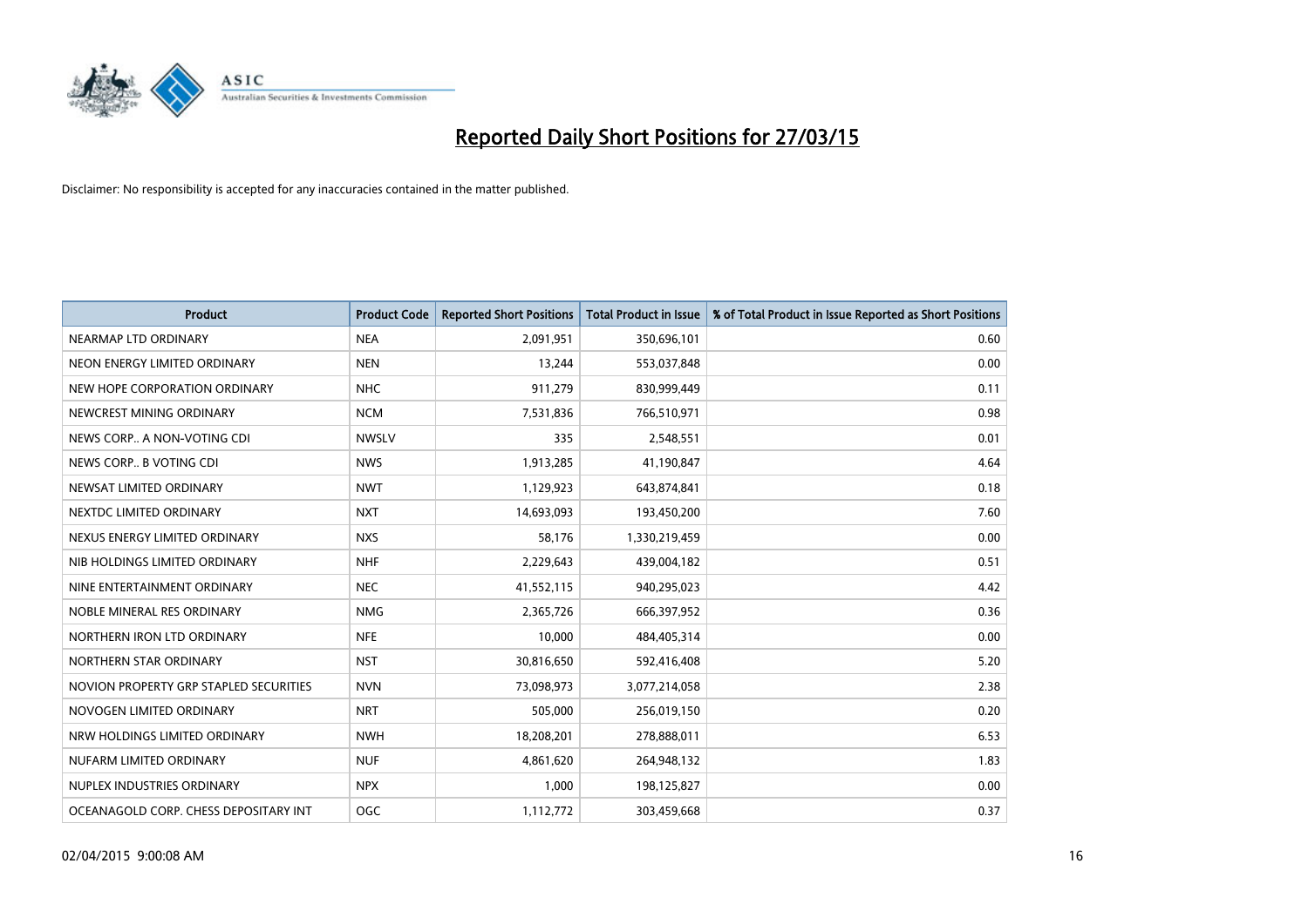# Reported Daily Short Positions for 27/03/15

Disclaimer: No responsibility is accepted for any inaccuracies contained in the matter published.

| Product | Product Code | Reported Short Positions | Total Product in Issue | % of Total Product in Issue Reported as Short Positions |
|---|---|---|---|---|
| NEARMAP LTD ORDINARY | NEA | 2,091,951 | 350,696,101 | 0.60 |
| NEON ENERGY LIMITED ORDINARY | NEN | 13,244 | 553,037,848 | 0.00 |
| NEW HOPE CORPORATION ORDINARY | NHC | 911,279 | 830,999,449 | 0.11 |
| NEWCREST MINING ORDINARY | NCM | 7,531,836 | 766,510,971 | 0.98 |
| NEWS CORP.. A NON-VOTING CDI | NWSLV | 335 | 2,548,551 | 0.01 |
| NEWS CORP.. B VOTING CDI | NWS | 1,913,285 | 41,190,847 | 4.64 |
| NEWSAT LIMITED ORDINARY | NWT | 1,129,923 | 643,874,841 | 0.18 |
| NEXTDC LIMITED ORDINARY | NXT | 14,693,093 | 193,450,200 | 7.60 |
| NEXUS ENERGY LIMITED ORDINARY | NXS | 58,176 | 1,330,219,459 | 0.00 |
| NIB HOLDINGS LIMITED ORDINARY | NHF | 2,229,643 | 439,004,182 | 0.51 |
| NINE ENTERTAINMENT ORDINARY | NEC | 41,552,115 | 940,295,023 | 4.42 |
| NOBLE MINERAL RES ORDINARY | NMG | 2,365,726 | 666,397,952 | 0.36 |
| NORTHERN IRON LTD ORDINARY | NFE | 10,000 | 484,405,314 | 0.00 |
| NORTHERN STAR ORDINARY | NST | 30,816,650 | 592,416,408 | 5.20 |
| NOVION PROPERTY GRP STAPLED SECURITIES | NVN | 73,098,973 | 3,077,214,058 | 2.38 |
| NOVOGEN LIMITED ORDINARY | NRT | 505,000 | 256,019,150 | 0.20 |
| NRW HOLDINGS LIMITED ORDINARY | NWH | 18,208,201 | 278,888,011 | 6.53 |
| NUFARM LIMITED ORDINARY | NUF | 4,861,620 | 264,948,132 | 1.83 |
| NUPLEX INDUSTRIES ORDINARY | NPX | 1,000 | 198,125,827 | 0.00 |
| OCEANAGOLD CORP. CHESS DEPOSITARY INT | OGC | 1,112,772 | 303,459,668 | 0.37 |

02/04/2015 9:00:08 AM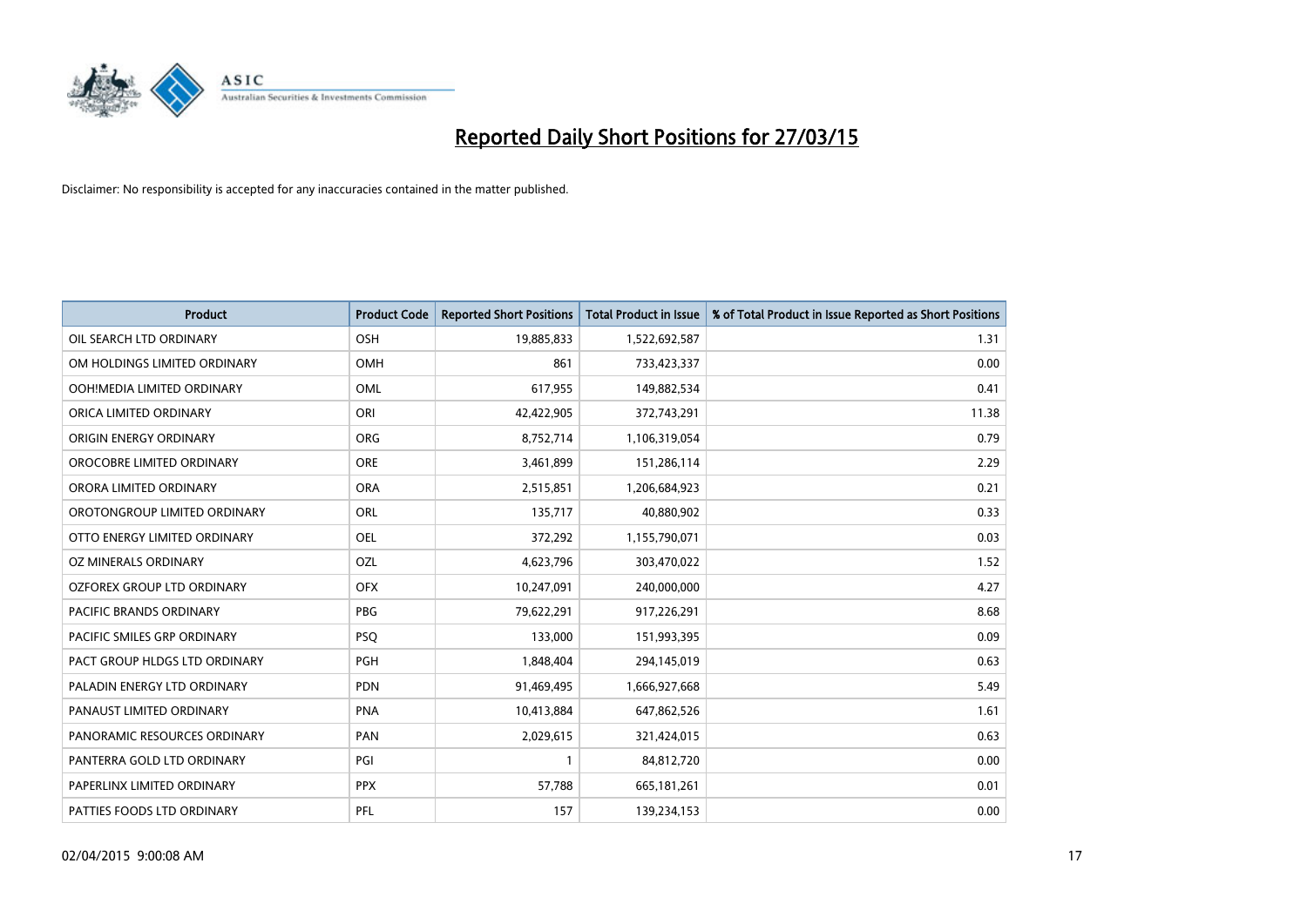# Reported Daily Short Positions for 27/03/15

Disclaimer: No responsibility is accepted for any inaccuracies contained in the matter published.

| Product | Product Code | Reported Short Positions | Total Product in Issue | % of Total Product in Issue Reported as Short Positions |
|---|---|---|---|---|
| OIL SEARCH LTD ORDINARY | OSH | 19,885,833 | 1,522,692,587 | 1.31 |
| OM HOLDINGS LIMITED ORDINARY | OMH | 861 | 733,423,337 | 0.00 |
| OOH!MEDIA LIMITED ORDINARY | OML | 617,955 | 149,882,534 | 0.41 |
| ORICA LIMITED ORDINARY | ORI | 42,422,905 | 372,743,291 | 11.38 |
| ORIGIN ENERGY ORDINARY | ORG | 8,752,714 | 1,106,319,054 | 0.79 |
| OROCOBRE LIMITED ORDINARY | ORE | 3,461,899 | 151,286,114 | 2.29 |
| ORORA LIMITED ORDINARY | ORA | 2,515,851 | 1,206,684,923 | 0.21 |
| OROTONGROUP LIMITED ORDINARY | ORL | 135,717 | 40,880,902 | 0.33 |
| OTTO ENERGY LIMITED ORDINARY | OEL | 372,292 | 1,155,790,071 | 0.03 |
| OZ MINERALS ORDINARY | OZL | 4,623,796 | 303,470,022 | 1.52 |
| OZFOREX GROUP LTD ORDINARY | OFX | 10,247,091 | 240,000,000 | 4.27 |
| PACIFIC BRANDS ORDINARY | PBG | 79,622,291 | 917,226,291 | 8.68 |
| PACIFIC SMILES GRP ORDINARY | PSQ | 133,000 | 151,993,395 | 0.09 |
| PACT GROUP HLDGS LTD ORDINARY | PGH | 1,848,404 | 294,145,019 | 0.63 |
| PALADIN ENERGY LTD ORDINARY | PDN | 91,469,495 | 1,666,927,668 | 5.49 |
| PANAUST LIMITED ORDINARY | PNA | 10,413,884 | 647,862,526 | 1.61 |
| PANORAMIC RESOURCES ORDINARY | PAN | 2,029,615 | 321,424,015 | 0.63 |
| PANTERRA GOLD LTD ORDINARY | PGI | 1 | 84,812,720 | 0.00 |
| PAPERLINX LIMITED ORDINARY | PPX | 57,788 | 665,181,261 | 0.01 |
| PATTIES FOODS LTD ORDINARY | PFL | 157 | 139,234,153 | 0.00 |

02/04/2015 9:00:08 AM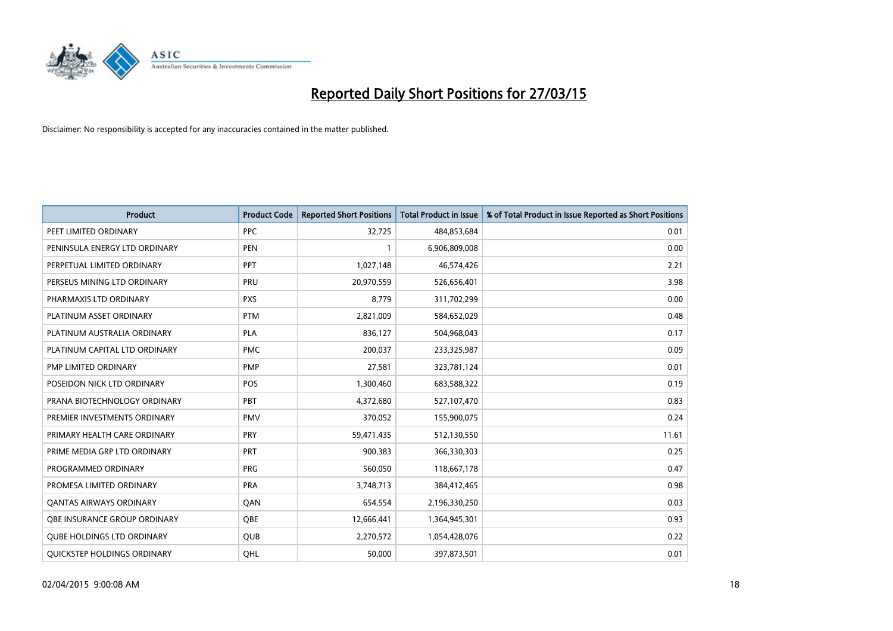# Reported Daily Short Positions for 27/03/15

Disclaimer: No responsibility is accepted for any inaccuracies contained in the matter published.

| Product | Product Code | Reported Short Positions | Total Product in Issue | % of Total Product in Issue Reported as Short Positions |
|---|---|---|---|---|
| PEET LIMITED ORDINARY | PPC | 32,725 | 484,853,684 | 0.01 |
| PENINSULA ENERGY LTD ORDINARY | PEN | 1 | 6,906,809,008 | 0.00 |
| PERPETUAL LIMITED ORDINARY | PPT | 1,027,148 | 46,574,426 | 2.21 |
| PERSEUS MINING LTD ORDINARY | PRU | 20,970,559 | 526,656,401 | 3.98 |
| PHARMAXIS LTD ORDINARY | PXS | 8,779 | 311,702,299 | 0.00 |
| PLATINUM ASSET ORDINARY | PTM | 2,821,009 | 584,652,029 | 0.48 |
| PLATINUM AUSTRALIA ORDINARY | PLA | 836,127 | 504,968,043 | 0.17 |
| PLATINUM CAPITAL LTD ORDINARY | PMC | 200,037 | 233,325,987 | 0.09 |
| PMP LIMITED ORDINARY | PMP | 27,581 | 323,781,124 | 0.01 |
| POSEIDON NICK LTD ORDINARY | POS | 1,300,460 | 683,588,322 | 0.19 |
| PRANA BIOTECHNOLOGY ORDINARY | PBT | 4,372,680 | 527,107,470 | 0.83 |
| PREMIER INVESTMENTS ORDINARY | PMV | 370,052 | 155,900,075 | 0.24 |
| PRIMARY HEALTH CARE ORDINARY | PRY | 59,471,435 | 512,130,550 | 11.61 |
| PRIME MEDIA GRP LTD ORDINARY | PRT | 900,383 | 366,330,303 | 0.25 |
| PROGRAMMED ORDINARY | PRG | 560,050 | 118,667,178 | 0.47 |
| PROMESA LIMITED ORDINARY | PRA | 3,748,713 | 384,412,465 | 0.98 |
| QANTAS AIRWAYS ORDINARY | QAN | 654,554 | 2,196,330,250 | 0.03 |
| QBE INSURANCE GROUP ORDINARY | QBE | 12,666,441 | 1,364,945,301 | 0.93 |
| QUBE HOLDINGS LTD ORDINARY | QUB | 2,270,572 | 1,054,428,076 | 0.22 |
| QUICKSTEP HOLDINGS ORDINARY | QHL | 50,000 | 397,873,501 | 0.01 |

02/04/2015 9:00:08 AM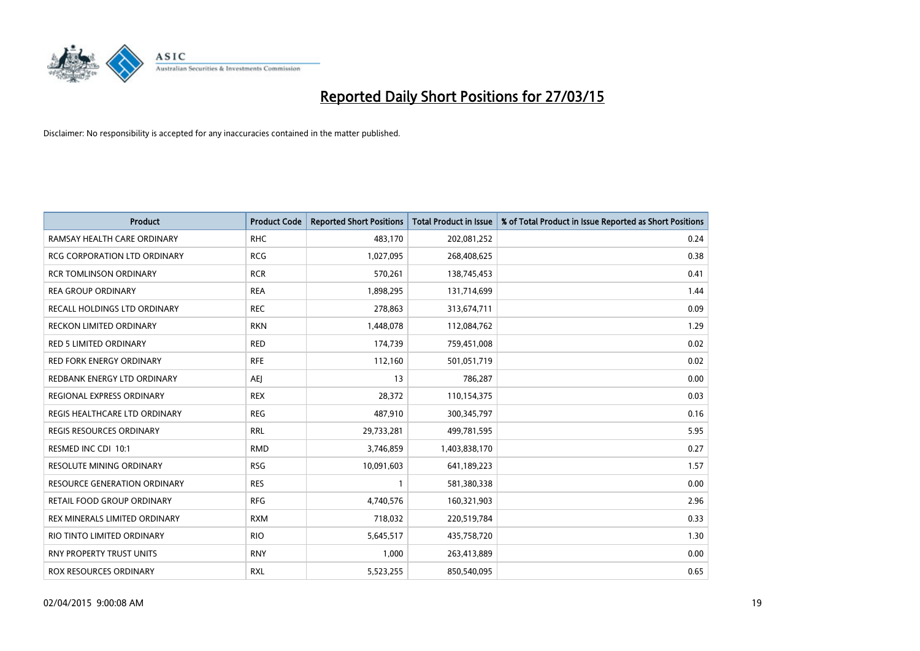# Reported Daily Short Positions for 27/03/15

Disclaimer: No responsibility is accepted for any inaccuracies contained in the matter published.

| Product | Product Code | Reported Short Positions | Total Product in Issue | % of Total Product in Issue Reported as Short Positions |
|---|---|---|---|---|
| RAMSAY HEALTH CARE ORDINARY | RHC | 483,170 | 202,081,252 | 0.24 |
| RCG CORPORATION LTD ORDINARY | RCG | 1,027,095 | 268,408,625 | 0.38 |
| RCR TOMLINSON ORDINARY | RCR | 570,261 | 138,745,453 | 0.41 |
| REA GROUP ORDINARY | REA | 1,898,295 | 131,714,699 | 1.44 |
| RECALL HOLDINGS LTD ORDINARY | REC | 278,863 | 313,674,711 | 0.09 |
| RECKON LIMITED ORDINARY | RKN | 1,448,078 | 112,084,762 | 1.29 |
| RED 5 LIMITED ORDINARY | RED | 174,739 | 759,451,008 | 0.02 |
| RED FORK ENERGY ORDINARY | RFE | 112,160 | 501,051,719 | 0.02 |
| REDBANK ENERGY LTD ORDINARY | AEJ | 13 | 786,287 | 0.00 |
| REGIONAL EXPRESS ORDINARY | REX | 28,372 | 110,154,375 | 0.03 |
| REGIS HEALTHCARE LTD ORDINARY | REG | 487,910 | 300,345,797 | 0.16 |
| REGIS RESOURCES ORDINARY | RRL | 29,733,281 | 499,781,595 | 5.95 |
| RESMED INC CDI 10:1 | RMD | 3,746,859 | 1,403,838,170 | 0.27 |
| RESOLUTE MINING ORDINARY | RSG | 10,091,603 | 641,189,223 | 1.57 |
| RESOURCE GENERATION ORDINARY | RES | 1 | 581,380,338 | 0.00 |
| RETAIL FOOD GROUP ORDINARY | RFG | 4,740,576 | 160,321,903 | 2.96 |
| REX MINERALS LIMITED ORDINARY | RXM | 718,032 | 220,519,784 | 0.33 |
| RIO TINTO LIMITED ORDINARY | RIO | 5,645,517 | 435,758,720 | 1.30 |
| RNY PROPERTY TRUST UNITS | RNY | 1,000 | 263,413,889 | 0.00 |
| ROX RESOURCES ORDINARY | RXL | 5,523,255 | 850,540,095 | 0.65 |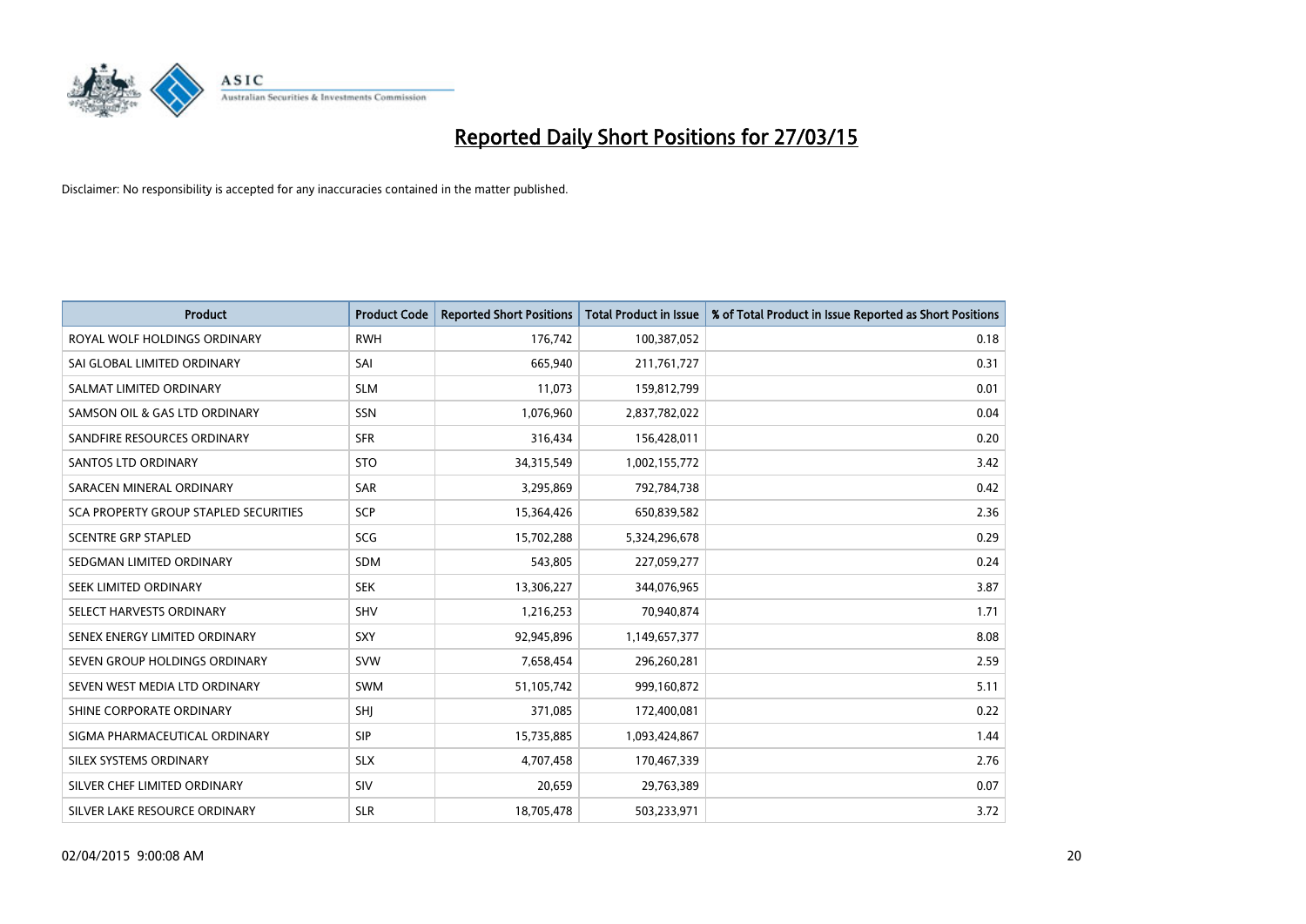# Reported Daily Short Positions for 27/03/15

Disclaimer: No responsibility is accepted for any inaccuracies contained in the matter published.

| Product | Product Code | Reported Short Positions | Total Product in Issue | % of Total Product in Issue Reported as Short Positions |
|---|---|---|---|---|
| ROYAL WOLF HOLDINGS ORDINARY | RWH | 176,742 | 100,387,052 | 0.18 |
| SAI GLOBAL LIMITED ORDINARY | SAI | 665,940 | 211,761,727 | 0.31 |
| SALMAT LIMITED ORDINARY | SLM | 11,073 | 159,812,799 | 0.01 |
| SAMSON OIL & GAS LTD ORDINARY | SSN | 1,076,960 | 2,837,782,022 | 0.04 |
| SANDFIRE RESOURCES ORDINARY | SFR | 316,434 | 156,428,011 | 0.20 |
| SANTOS LTD ORDINARY | STO | 34,315,549 | 1,002,155,772 | 3.42 |
| SARACEN MINERAL ORDINARY | SAR | 3,295,869 | 792,784,738 | 0.42 |
| SCA PROPERTY GROUP STAPLED SECURITIES | SCP | 15,364,426 | 650,839,582 | 2.36 |
| SCENTRE GRP STAPLED | SCG | 15,702,288 | 5,324,296,678 | 0.29 |
| SEDGMAN LIMITED ORDINARY | SDM | 543,805 | 227,059,277 | 0.24 |
| SEEK LIMITED ORDINARY | SEK | 13,306,227 | 344,076,965 | 3.87 |
| SELECT HARVESTS ORDINARY | SHV | 1,216,253 | 70,940,874 | 1.71 |
| SENEX ENERGY LIMITED ORDINARY | SXY | 92,945,896 | 1,149,657,377 | 8.08 |
| SEVEN GROUP HOLDINGS ORDINARY | SVW | 7,658,454 | 296,260,281 | 2.59 |
| SEVEN WEST MEDIA LTD ORDINARY | SWM | 51,105,742 | 999,160,872 | 5.11 |
| SHINE CORPORATE ORDINARY | SHJ | 371,085 | 172,400,081 | 0.22 |
| SIGMA PHARMACEUTICAL ORDINARY | SIP | 15,735,885 | 1,093,424,867 | 1.44 |
| SILEX SYSTEMS ORDINARY | SLX | 4,707,458 | 170,467,339 | 2.76 |
| SILVER CHEF LIMITED ORDINARY | SIV | 20,659 | 29,763,389 | 0.07 |
| SILVER LAKE RESOURCE ORDINARY | SLR | 18,705,478 | 503,233,971 | 3.72 |

02/04/2015 9:00:08 AM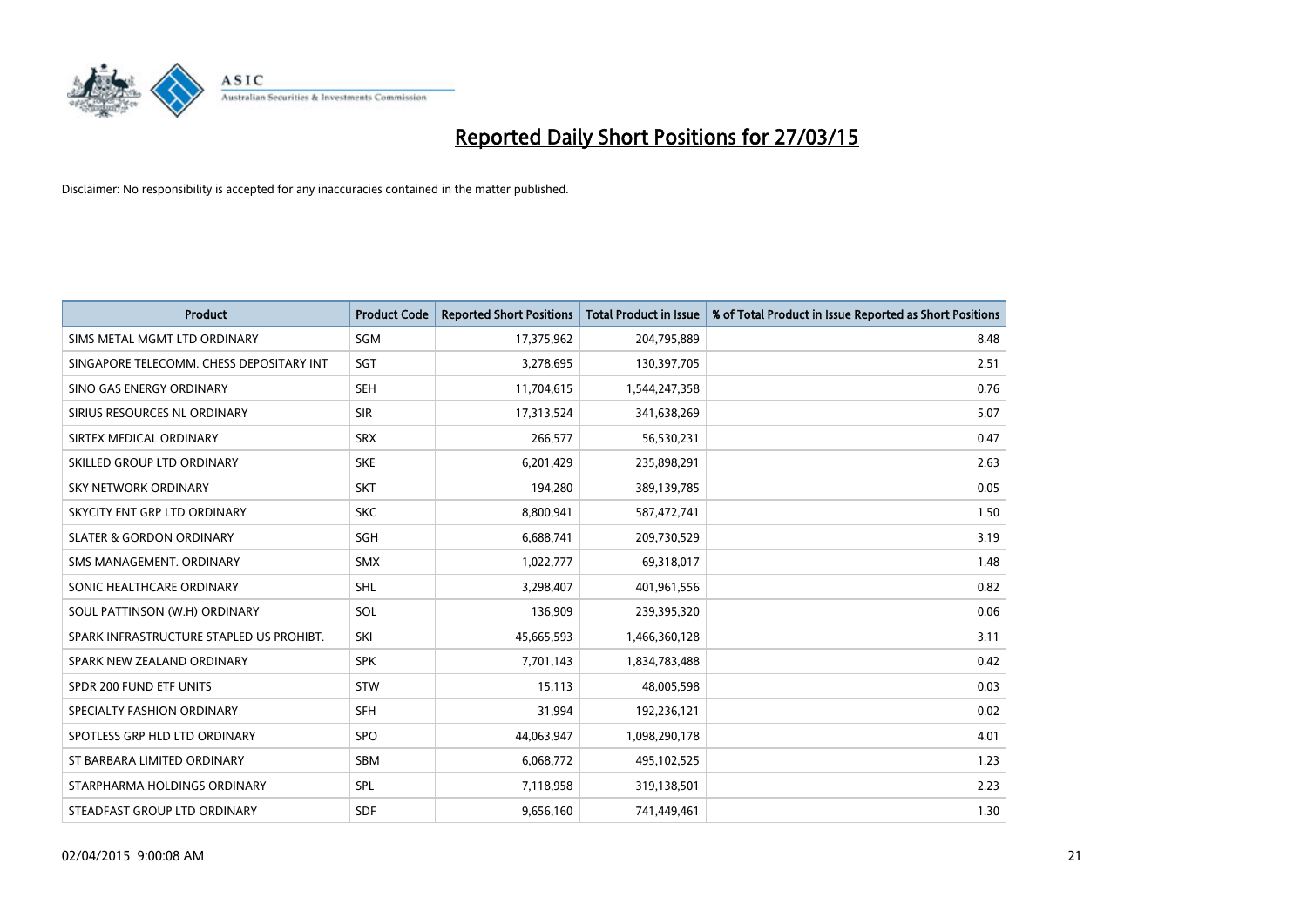# Reported Daily Short Positions for 27/03/15

Disclaimer: No responsibility is accepted for any inaccuracies contained in the matter published.

| Product | Product Code | Reported Short Positions | Total Product in Issue | % of Total Product in Issue Reported as Short Positions |
|---|---|---|---|---|
| SIMS METAL MGMT LTD ORDINARY | SGM | 17,375,962 | 204,795,889 | 8.48 |
| SINGAPORE TELECOMM. CHESS DEPOSITARY INT | SGT | 3,278,695 | 130,397,705 | 2.51 |
| SINO GAS ENERGY ORDINARY | SEH | 11,704,615 | 1,544,247,358 | 0.76 |
| SIRIUS RESOURCES NL ORDINARY | SIR | 17,313,524 | 341,638,269 | 5.07 |
| SIRTEX MEDICAL ORDINARY | SRX | 266,577 | 56,530,231 | 0.47 |
| SKILLED GROUP LTD ORDINARY | SKE | 6,201,429 | 235,898,291 | 2.63 |
| SKY NETWORK ORDINARY | SKT | 194,280 | 389,139,785 | 0.05 |
| SKYCITY ENT GRP LTD ORDINARY | SKC | 8,800,941 | 587,472,741 | 1.50 |
| SLATER & GORDON ORDINARY | SGH | 6,688,741 | 209,730,529 | 3.19 |
| SMS MANAGEMENT. ORDINARY | SMX | 1,022,777 | 69,318,017 | 1.48 |
| SONIC HEALTHCARE ORDINARY | SHL | 3,298,407 | 401,961,556 | 0.82 |
| SOUL PATTINSON (W.H) ORDINARY | SOL | 136,909 | 239,395,320 | 0.06 |
| SPARK INFRASTRUCTURE STAPLED US PROHIBT. | SKI | 45,665,593 | 1,466,360,128 | 3.11 |
| SPARK NEW ZEALAND ORDINARY | SPK | 7,701,143 | 1,834,783,488 | 0.42 |
| SPDR 200 FUND ETF UNITS | STW | 15,113 | 48,005,598 | 0.03 |
| SPECIALTY FASHION ORDINARY | SFH | 31,994 | 192,236,121 | 0.02 |
| SPOTLESS GRP HLD LTD ORDINARY | SPO | 44,063,947 | 1,098,290,178 | 4.01 |
| ST BARBARA LIMITED ORDINARY | SBM | 6,068,772 | 495,102,525 | 1.23 |
| STARPHARMA HOLDINGS ORDINARY | SPL | 7,118,958 | 319,138,501 | 2.23 |
| STEADFAST GROUP LTD ORDINARY | SDF | 9,656,160 | 741,449,461 | 1.30 |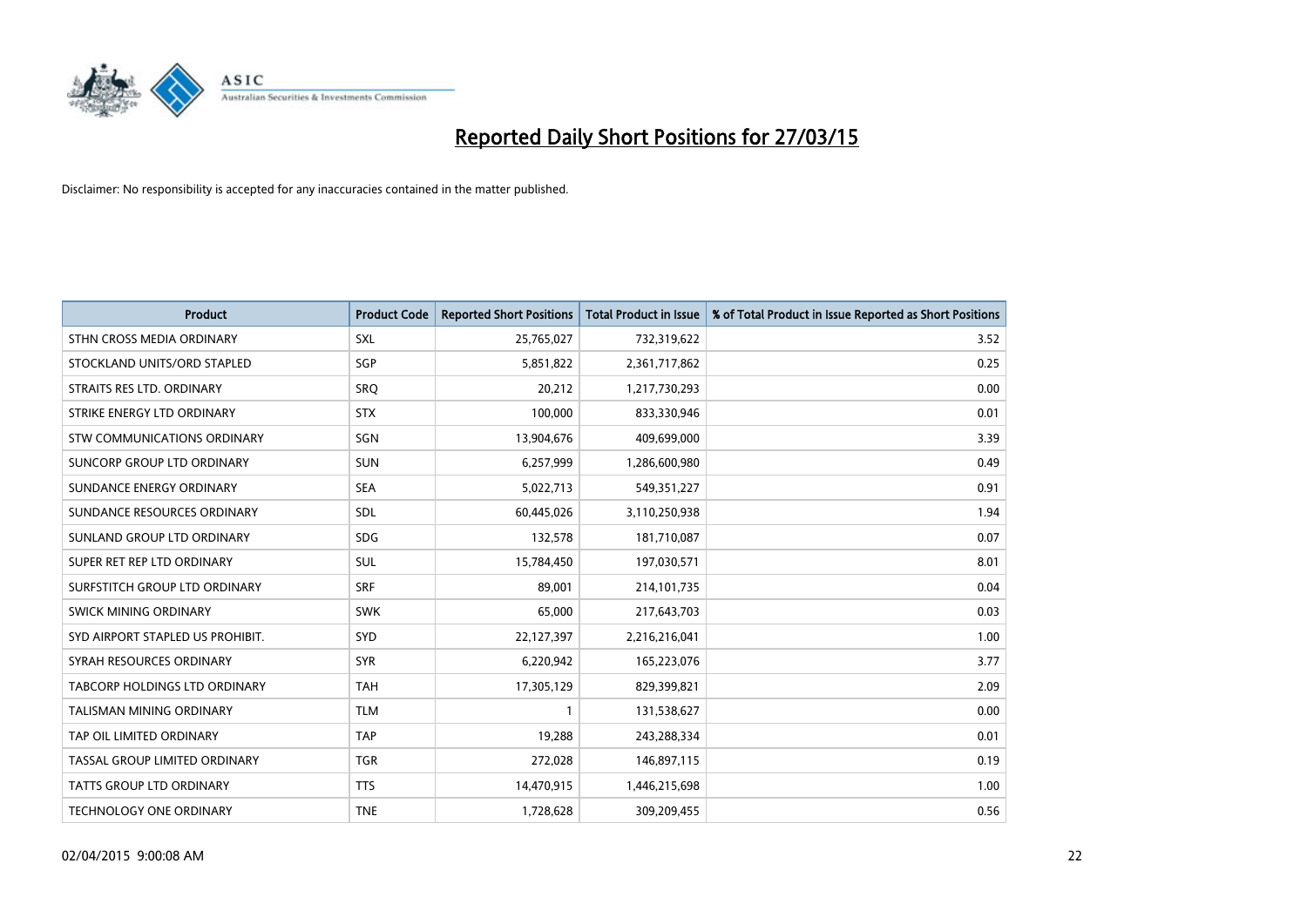# Reported Daily Short Positions for 27/03/15

Disclaimer: No responsibility is accepted for any inaccuracies contained in the matter published.

| Product | Product Code | Reported Short Positions | Total Product in Issue | % of Total Product in Issue Reported as Short Positions |
|---|---|---|---|---|
| STHN CROSS MEDIA ORDINARY | SXL | 25,765,027 | 732,319,622 | 3.52 |
| STOCKLAND UNITS/ORD STAPLED | SGP | 5,851,822 | 2,361,717,862 | 0.25 |
| STRAITS RES LTD. ORDINARY | SRQ | 20,212 | 1,217,730,293 | 0.00 |
| STRIKE ENERGY LTD ORDINARY | STX | 100,000 | 833,330,946 | 0.01 |
| STW COMMUNICATIONS ORDINARY | SGN | 13,904,676 | 409,699,000 | 3.39 |
| SUNCORP GROUP LTD ORDINARY | SUN | 6,257,999 | 1,286,600,980 | 0.49 |
| SUNDANCE ENERGY ORDINARY | SEA | 5,022,713 | 549,351,227 | 0.91 |
| SUNDANCE RESOURCES ORDINARY | SDL | 60,445,026 | 3,110,250,938 | 1.94 |
| SUNLAND GROUP LTD ORDINARY | SDG | 132,578 | 181,710,087 | 0.07 |
| SUPER RET REP LTD ORDINARY | SUL | 15,784,450 | 197,030,571 | 8.01 |
| SURFSTITCH GROUP LTD ORDINARY | SRF | 89,001 | 214,101,735 | 0.04 |
| SWICK MINING ORDINARY | SWK | 65,000 | 217,643,703 | 0.03 |
| SYD AIRPORT STAPLED US PROHIBIT. | SYD | 22,127,397 | 2,216,216,041 | 1.00 |
| SYRAH RESOURCES ORDINARY | SYR | 6,220,942 | 165,223,076 | 3.77 |
| TABCORP HOLDINGS LTD ORDINARY | TAH | 17,305,129 | 829,399,821 | 2.09 |
| TALISMAN MINING ORDINARY | TLM | 1 | 131,538,627 | 0.00 |
| TAP OIL LIMITED ORDINARY | TAP | 19,288 | 243,288,334 | 0.01 |
| TASSAL GROUP LIMITED ORDINARY | TGR | 272,028 | 146,897,115 | 0.19 |
| TATTS GROUP LTD ORDINARY | TTS | 14,470,915 | 1,446,215,698 | 1.00 |
| TECHNOLOGY ONE ORDINARY | TNE | 1,728,628 | 309,209,455 | 0.56 |

02/04/2015 9:00:08 AM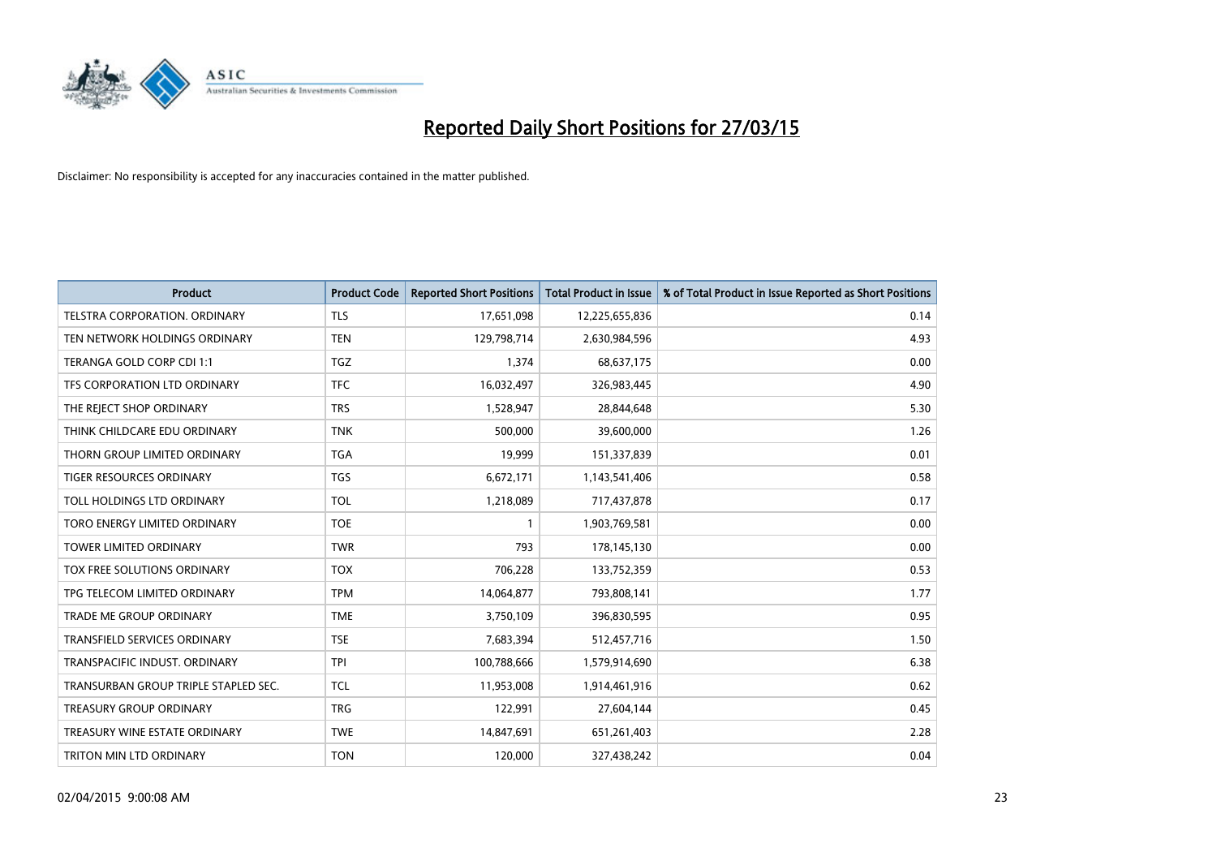# Reported Daily Short Positions for 27/03/15

Disclaimer: No responsibility is accepted for any inaccuracies contained in the matter published.

| Product | Product Code | Reported Short Positions | Total Product in Issue | % of Total Product in Issue Reported as Short Positions |
|---|---|---|---|---|
| TELSTRA CORPORATION. ORDINARY | TLS | 17,651,098 | 12,225,655,836 | 0.14 |
| TEN NETWORK HOLDINGS ORDINARY | TEN | 129,798,714 | 2,630,984,596 | 4.93 |
| TERANGA GOLD CORP CDI 1:1 | TGZ | 1,374 | 68,637,175 | 0.00 |
| TFS CORPORATION LTD ORDINARY | TFC | 16,032,497 | 326,983,445 | 4.90 |
| THE REJECT SHOP ORDINARY | TRS | 1,528,947 | 28,844,648 | 5.30 |
| THINK CHILDCARE EDU ORDINARY | TNK | 500,000 | 39,600,000 | 1.26 |
| THORN GROUP LIMITED ORDINARY | TGA | 19,999 | 151,337,839 | 0.01 |
| TIGER RESOURCES ORDINARY | TGS | 6,672,171 | 1,143,541,406 | 0.58 |
| TOLL HOLDINGS LTD ORDINARY | TOL | 1,218,089 | 717,437,878 | 0.17 |
| TORO ENERGY LIMITED ORDINARY | TOE | 1 | 1,903,769,581 | 0.00 |
| TOWER LIMITED ORDINARY | TWR | 793 | 178,145,130 | 0.00 |
| TOX FREE SOLUTIONS ORDINARY | TOX | 706,228 | 133,752,359 | 0.53 |
| TPG TELECOM LIMITED ORDINARY | TPM | 14,064,877 | 793,808,141 | 1.77 |
| TRADE ME GROUP ORDINARY | TME | 3,750,109 | 396,830,595 | 0.95 |
| TRANSFIELD SERVICES ORDINARY | TSE | 7,683,394 | 512,457,716 | 1.50 |
| TRANSPACIFIC INDUST. ORDINARY | TPI | 100,788,666 | 1,579,914,690 | 6.38 |
| TRANSURBAN GROUP TRIPLE STAPLED SEC. | TCL | 11,953,008 | 1,914,461,916 | 0.62 |
| TREASURY GROUP ORDINARY | TRG | 122,991 | 27,604,144 | 0.45 |
| TREASURY WINE ESTATE ORDINARY | TWE | 14,847,691 | 651,261,403 | 2.28 |
| TRITON MIN LTD ORDINARY | TON | 120,000 | 327,438,242 | 0.04 |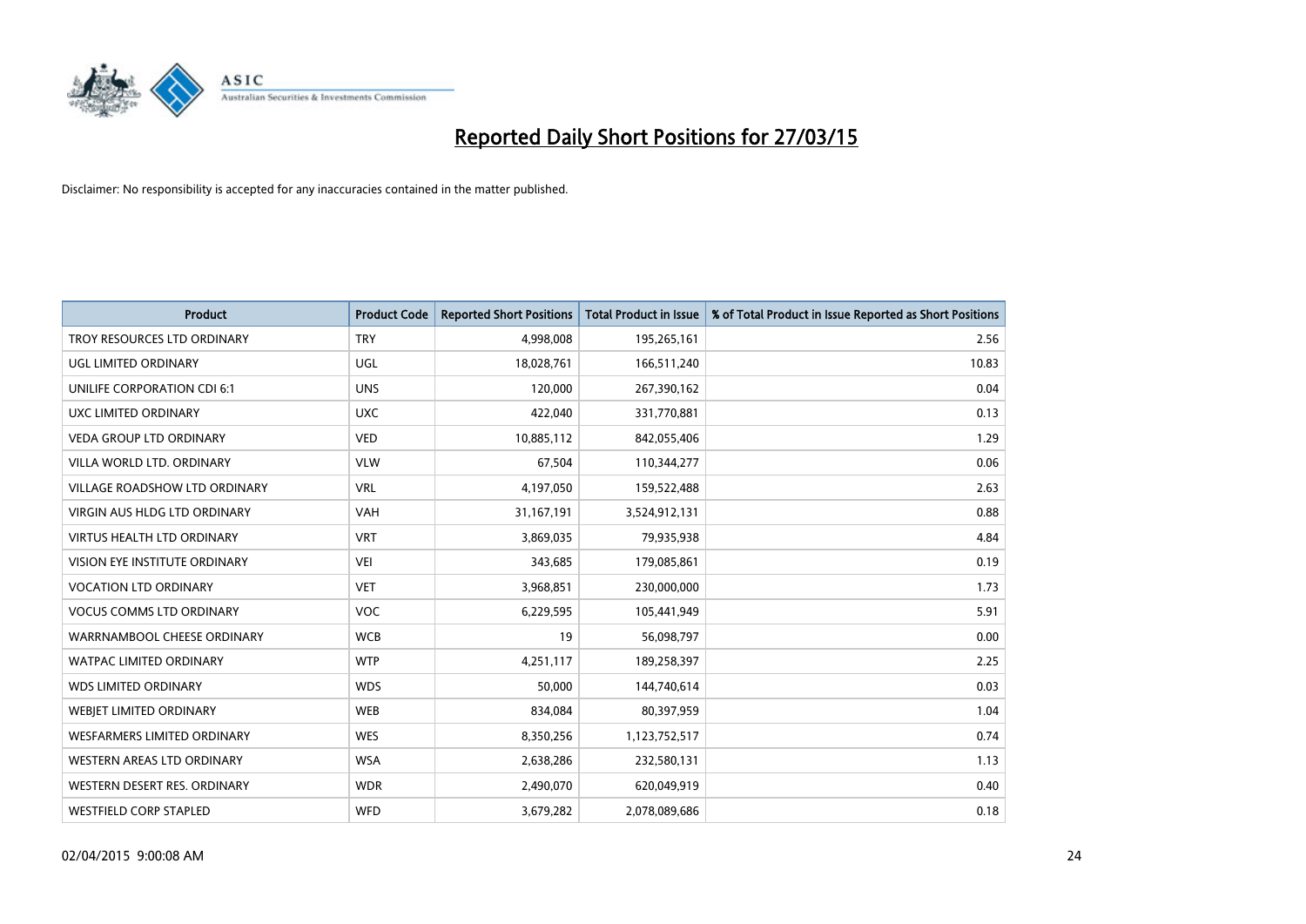# Reported Daily Short Positions for 27/03/15

Disclaimer: No responsibility is accepted for any inaccuracies contained in the matter published.

| Product | Product Code | Reported Short Positions | Total Product in Issue | % of Total Product in Issue Reported as Short Positions |
|---|---|---|---|---|
| TROY RESOURCES LTD ORDINARY | TRY | 4,998,008 | 195,265,161 | 2.56 |
| UGL LIMITED ORDINARY | UGL | 18,028,761 | 166,511,240 | 10.83 |
| UNILIFE CORPORATION CDI 6:1 | UNS | 120,000 | 267,390,162 | 0.04 |
| UXC LIMITED ORDINARY | UXC | 422,040 | 331,770,881 | 0.13 |
| VEDA GROUP LTD ORDINARY | VED | 10,885,112 | 842,055,406 | 1.29 |
| VILLA WORLD LTD. ORDINARY | VLW | 67,504 | 110,344,277 | 0.06 |
| VILLAGE ROADSHOW LTD ORDINARY | VRL | 4,197,050 | 159,522,488 | 2.63 |
| VIRGIN AUS HLDG LTD ORDINARY | VAH | 31,167,191 | 3,524,912,131 | 0.88 |
| VIRTUS HEALTH LTD ORDINARY | VRT | 3,869,035 | 79,935,938 | 4.84 |
| VISION EYE INSTITUTE ORDINARY | VEI | 343,685 | 179,085,861 | 0.19 |
| VOCATION LTD ORDINARY | VET | 3,968,851 | 230,000,000 | 1.73 |
| VOCUS COMMS LTD ORDINARY | VOC | 6,229,595 | 105,441,949 | 5.91 |
| WARRNAMBOOL CHEESE ORDINARY | WCB | 19 | 56,098,797 | 0.00 |
| WATPAC LIMITED ORDINARY | WTP | 4,251,117 | 189,258,397 | 2.25 |
| WDS LIMITED ORDINARY | WDS | 50,000 | 144,740,614 | 0.03 |
| WEBJET LIMITED ORDINARY | WEB | 834,084 | 80,397,959 | 1.04 |
| WESFARMERS LIMITED ORDINARY | WES | 8,350,256 | 1,123,752,517 | 0.74 |
| WESTERN AREAS LTD ORDINARY | WSA | 2,638,286 | 232,580,131 | 1.13 |
| WESTERN DESERT RES. ORDINARY | WDR | 2,490,070 | 620,049,919 | 0.40 |
| WESTFIELD CORP STAPLED | WFD | 3,679,282 | 2,078,089,686 | 0.18 |

02/04/2015 9:00:08 AM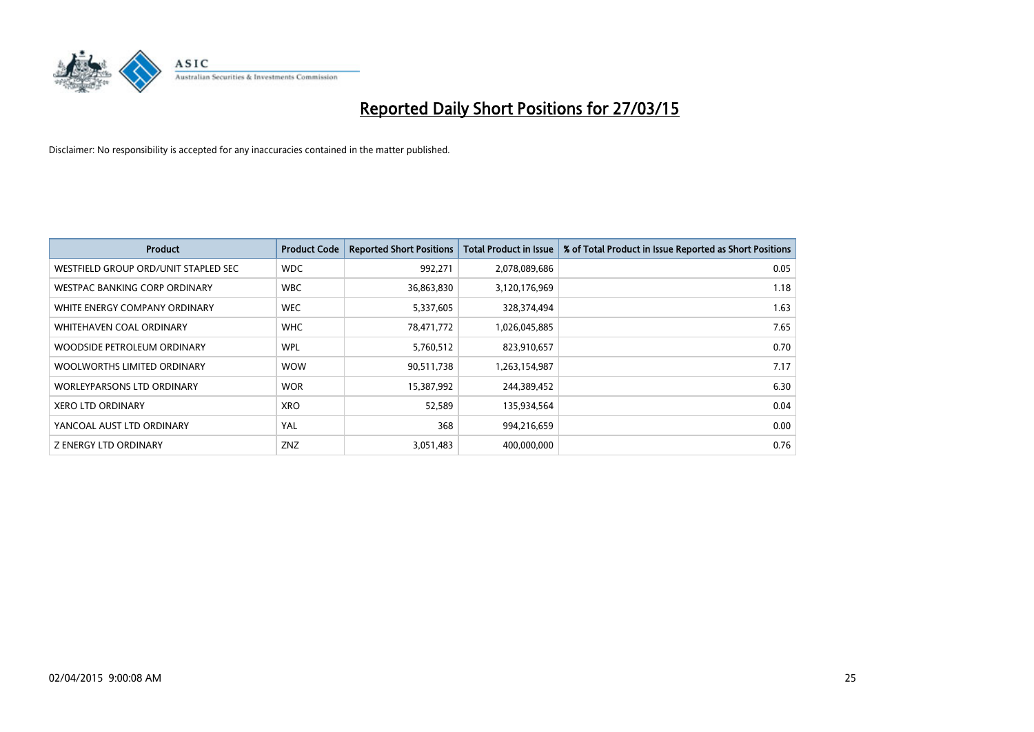# Reported Daily Short Positions for 27/03/15

Disclaimer: No responsibility is accepted for any inaccuracies contained in the matter published.

| Product | Product Code | Reported Short Positions | Total Product in Issue | % of Total Product in Issue Reported as Short Positions |
|---|---|---|---|---|
| WESTFIELD GROUP ORD/UNIT STAPLED SEC | WDC | 992,271 | 2,078,089,686 | 0.05 |
| WESTPAC BANKING CORP ORDINARY | WBC | 36,863,830 | 3,120,176,969 | 1.18 |
| WHITE ENERGY COMPANY ORDINARY | WEC | 5,337,605 | 328,374,494 | 1.63 |
| WHITEHAVEN COAL ORDINARY | WHC | 78,471,772 | 1,026,045,885 | 7.65 |
| WOODSIDE PETROLEUM ORDINARY | WPL | 5,760,512 | 823,910,657 | 0.70 |
| WOOLWORTHS LIMITED ORDINARY | WOW | 90,511,738 | 1,263,154,987 | 7.17 |
| WORLEYPARSONS LTD ORDINARY | WOR | 15,387,992 | 244,389,452 | 6.30 |
| XERO LTD ORDINARY | XRO | 52,589 | 135,934,564 | 0.04 |
| YANCOAL AUST LTD ORDINARY | YAL | 368 | 994,216,659 | 0.00 |
| Z ENERGY LTD ORDINARY | ZNZ | 3,051,483 | 400,000,000 | 0.76 |